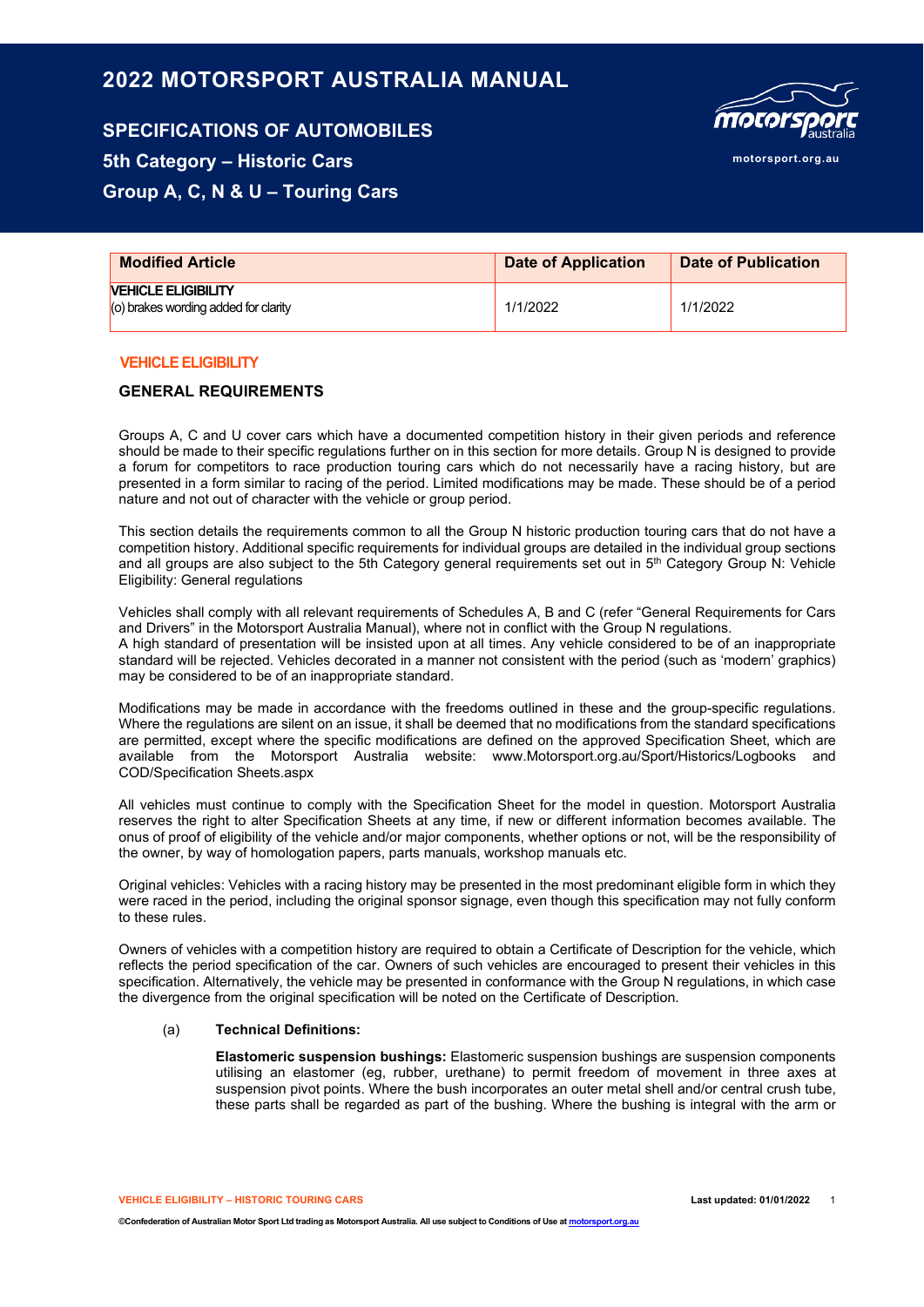# 2022 MOTORSPORT AUSTRALIA MANUAL

## SPECIFICATIONS OF AUTOMOBILES

## 5th Category – Historic Cars

## Group A, C, N & U – Touring Cars

| Modified Article | Date of Application | Date of Publication |
|---|---|---|
| **VEHICLE ELIGIBILITY** (o) brakes wording added for clarity | 1/1/2022 | 1/1/2022 |

## VEHICLE ELIGIBILITY

### GENERAL REQUIREMENTS

Groups A, C and U cover cars which have a documented competition history in their given periods and reference should be made to their specific regulations further on in this section for more details. Group N is designed to provide a forum for competitors to race production touring cars which do not necessarily have a racing history, but are presented in a form similar to racing of the period. Limited modifications may be made. These should be of a period nature and not out of character with the vehicle or group period.

This section details the requirements common to all the Group N historic production touring cars that do not have a competition history. Additional specific requirements for individual groups are detailed in the individual group sections and all groups are also subject to the 5th Category general requirements set out in 5th Category Group N: Vehicle Eligibility: General regulations

Vehicles shall comply with all relevant requirements of Schedules A, B and C (refer "General Requirements for Cars and Drivers" in the Motorsport Australia Manual), where not in conflict with the Group N regulations.
A high standard of presentation will be insisted upon at all times. Any vehicle considered to be of an inappropriate standard will be rejected. Vehicles decorated in a manner not consistent with the period (such as 'modern' graphics) may be considered to be of an inappropriate standard.

Modifications may be made in accordance with the freedoms outlined in these and the group-specific regulations. Where the regulations are silent on an issue, it shall be deemed that no modifications from the standard specifications are permitted, except where the specific modifications are defined on the approved Specification Sheet, which are available from the Motorsport Australia website: www.Motorsport.org.au/Sport/Historics/Logbooks and COD/Specification Sheets.aspx

All vehicles must continue to comply with the Specification Sheet for the model in question. Motorsport Australia reserves the right to alter Specification Sheets at any time, if new or different information becomes available. The onus of proof of eligibility of the vehicle and/or major components, whether options or not, will be the responsibility of the owner, by way of homologation papers, parts manuals, workshop manuals etc.

Original vehicles: Vehicles with a racing history may be presented in the most predominant eligible form in which they were raced in the period, including the original sponsor signage, even though this specification may not fully conform to these rules.

Owners of vehicles with a competition history are required to obtain a Certificate of Description for the vehicle, which reflects the period specification of the car. Owners of such vehicles are encouraged to present their vehicles in this specification. Alternatively, the vehicle may be presented in conformance with the Group N regulations, in which case the divergence from the original specification will be noted on the Certificate of Description.

(a) **Technical Definitions:**

**Elastomeric suspension bushings:** Elastomeric suspension bushings are suspension components utilising an elastomer (eg, rubber, urethane) to permit freedom of movement in three axes at suspension pivot points. Where the bush incorporates an outer metal shell and/or central crush tube, these parts shall be regarded as part of the bushing. Where the bushing is integral with the arm or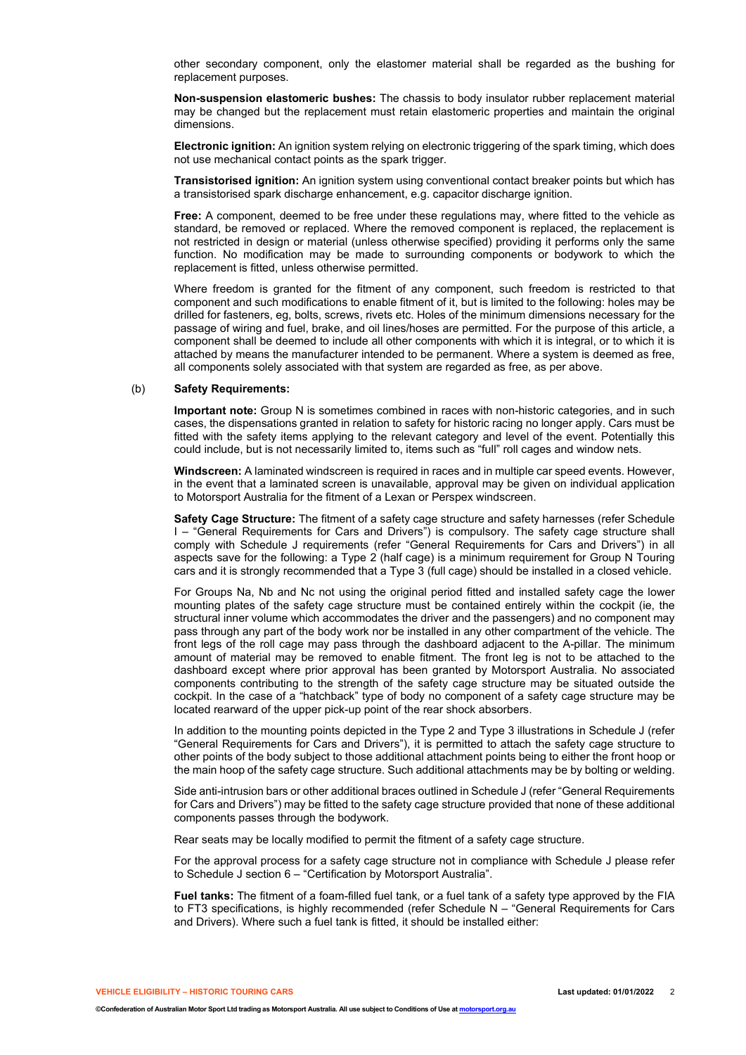other secondary component, only the elastomer material shall be regarded as the bushing for replacement purposes.

**Non-suspension elastomeric bushes:** The chassis to body insulator rubber replacement material may be changed but the replacement must retain elastomeric properties and maintain the original dimensions.

**Electronic ignition:** An ignition system relying on electronic triggering of the spark timing, which does not use mechanical contact points as the spark trigger.

**Transistorised ignition:** An ignition system using conventional contact breaker points but which has a transistorised spark discharge enhancement, e.g. capacitor discharge ignition.

**Free:** A component, deemed to be free under these regulations may, where fitted to the vehicle as standard, be removed or replaced. Where the removed component is replaced, the replacement is not restricted in design or material (unless otherwise specified) providing it performs only the same function. No modification may be made to surrounding components or bodywork to which the replacement is fitted, unless otherwise permitted.

Where freedom is granted for the fitment of any component, such freedom is restricted to that component and such modifications to enable fitment of it, but is limited to the following: holes may be drilled for fasteners, eg, bolts, screws, rivets etc. Holes of the minimum dimensions necessary for the passage of wiring and fuel, brake, and oil lines/hoses are permitted. For the purpose of this article, a component shall be deemed to include all other components with which it is integral, or to which it is attached by means the manufacturer intended to be permanent. Where a system is deemed as free, all components solely associated with that system are regarded as free, as per above.

(b) **Safety Requirements:**

**Important note:** Group N is sometimes combined in races with non-historic categories, and in such cases, the dispensations granted in relation to safety for historic racing no longer apply. Cars must be fitted with the safety items applying to the relevant category and level of the event. Potentially this could include, but is not necessarily limited to, items such as "full" roll cages and window nets.

**Windscreen:** A laminated windscreen is required in races and in multiple car speed events. However, in the event that a laminated screen is unavailable, approval may be given on individual application to Motorsport Australia for the fitment of a Lexan or Perspex windscreen.

**Safety Cage Structure:** The fitment of a safety cage structure and safety harnesses (refer Schedule I – "General Requirements for Cars and Drivers") is compulsory. The safety cage structure shall comply with Schedule J requirements (refer "General Requirements for Cars and Drivers") in all aspects save for the following: a Type 2 (half cage) is a minimum requirement for Group N Touring cars and it is strongly recommended that a Type 3 (full cage) should be installed in a closed vehicle.

For Groups Na, Nb and Nc not using the original period fitted and installed safety cage the lower mounting plates of the safety cage structure must be contained entirely within the cockpit (ie, the structural inner volume which accommodates the driver and the passengers) and no component may pass through any part of the body work nor be installed in any other compartment of the vehicle. The front legs of the roll cage may pass through the dashboard adjacent to the A-pillar. The minimum amount of material may be removed to enable fitment. The front leg is not to be attached to the dashboard except where prior approval has been granted by Motorsport Australia. No associated components contributing to the strength of the safety cage structure may be situated outside the cockpit. In the case of a "hatchback" type of body no component of a safety cage structure may be located rearward of the upper pick-up point of the rear shock absorbers.

In addition to the mounting points depicted in the Type 2 and Type 3 illustrations in Schedule J (refer "General Requirements for Cars and Drivers"), it is permitted to attach the safety cage structure to other points of the body subject to those additional attachment points being to either the front hoop or the main hoop of the safety cage structure. Such additional attachments may be by bolting or welding.

Side anti-intrusion bars or other additional braces outlined in Schedule J (refer "General Requirements for Cars and Drivers") may be fitted to the safety cage structure provided that none of these additional components passes through the bodywork.

Rear seats may be locally modified to permit the fitment of a safety cage structure.

For the approval process for a safety cage structure not in compliance with Schedule J please refer to Schedule J section 6 – "Certification by Motorsport Australia".

**Fuel tanks:** The fitment of a foam-filled fuel tank, or a fuel tank of a safety type approved by the FIA to FT3 specifications, is highly recommended (refer Schedule N – "General Requirements for Cars and Drivers). Where such a fuel tank is fitted, it should be installed either: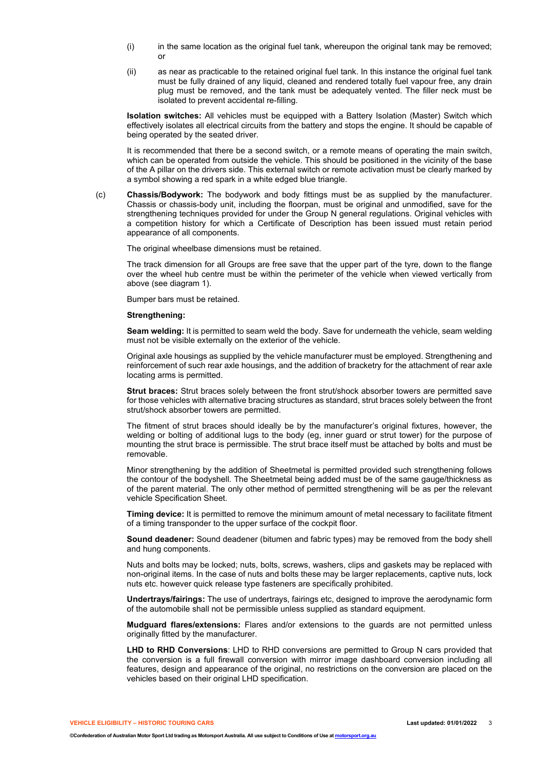(i) in the same location as the original fuel tank, whereupon the original tank may be removed; or

(ii) as near as practicable to the retained original fuel tank. In this instance the original fuel tank must be fully drained of any liquid, cleaned and rendered totally fuel vapour free, any drain plug must be removed, and the tank must be adequately vented. The filler neck must be isolated to prevent accidental re-filling.

**Isolation switches:** All vehicles must be equipped with a Battery Isolation (Master) Switch which effectively isolates all electrical circuits from the battery and stops the engine. It should be capable of being operated by the seated driver.

It is recommended that there be a second switch, or a remote means of operating the main switch, which can be operated from outside the vehicle. This should be positioned in the vicinity of the base of the A pillar on the drivers side. This external switch or remote activation must be clearly marked by a symbol showing a red spark in a white edged blue triangle.

(c) **Chassis/Bodywork:** The bodywork and body fittings must be as supplied by the manufacturer. Chassis or chassis-body unit, including the floorpan, must be original and unmodified, save for the strengthening techniques provided for under the Group N general regulations. Original vehicles with a competition history for which a Certificate of Description has been issued must retain period appearance of all components.

The original wheelbase dimensions must be retained.

The track dimension for all Groups are free save that the upper part of the tyre, down to the flange over the wheel hub centre must be within the perimeter of the vehicle when viewed vertically from above (see diagram 1).

Bumper bars must be retained.

**Strengthening:**

**Seam welding:** It is permitted to seam weld the body. Save for underneath the vehicle, seam welding must not be visible externally on the exterior of the vehicle.

Original axle housings as supplied by the vehicle manufacturer must be employed. Strengthening and reinforcement of such rear axle housings, and the addition of bracketry for the attachment of rear axle locating arms is permitted.

**Strut braces:** Strut braces solely between the front strut/shock absorber towers are permitted save for those vehicles with alternative bracing structures as standard, strut braces solely between the front strut/shock absorber towers are permitted.

The fitment of strut braces should ideally be by the manufacturer's original fixtures, however, the welding or bolting of additional lugs to the body (eg, inner guard or strut tower) for the purpose of mounting the strut brace is permissible. The strut brace itself must be attached by bolts and must be removable.

Minor strengthening by the addition of Sheetmetal is permitted provided such strengthening follows the contour of the bodyshell. The Sheetmetal being added must be of the same gauge/thickness as of the parent material. The only other method of permitted strengthening will be as per the relevant vehicle Specification Sheet.

**Timing device:** It is permitted to remove the minimum amount of metal necessary to facilitate fitment of a timing transponder to the upper surface of the cockpit floor.

**Sound deadener:** Sound deadener (bitumen and fabric types) may be removed from the body shell and hung components.

Nuts and bolts may be locked; nuts, bolts, screws, washers, clips and gaskets may be replaced with non-original items. In the case of nuts and bolts these may be larger replacements, captive nuts, lock nuts etc. however quick release type fasteners are specifically prohibited.

**Undertrays/fairings:** The use of undertrays, fairings etc, designed to improve the aerodynamic form of the automobile shall not be permissible unless supplied as standard equipment.

**Mudguard flares/extensions:** Flares and/or extensions to the guards are not permitted unless originally fitted by the manufacturer.

**LHD to RHD Conversions**: LHD to RHD conversions are permitted to Group N cars provided that the conversion is a full firewall conversion with mirror image dashboard conversion including all features, design and appearance of the original, no restrictions on the conversion are placed on the vehicles based on their original LHD specification.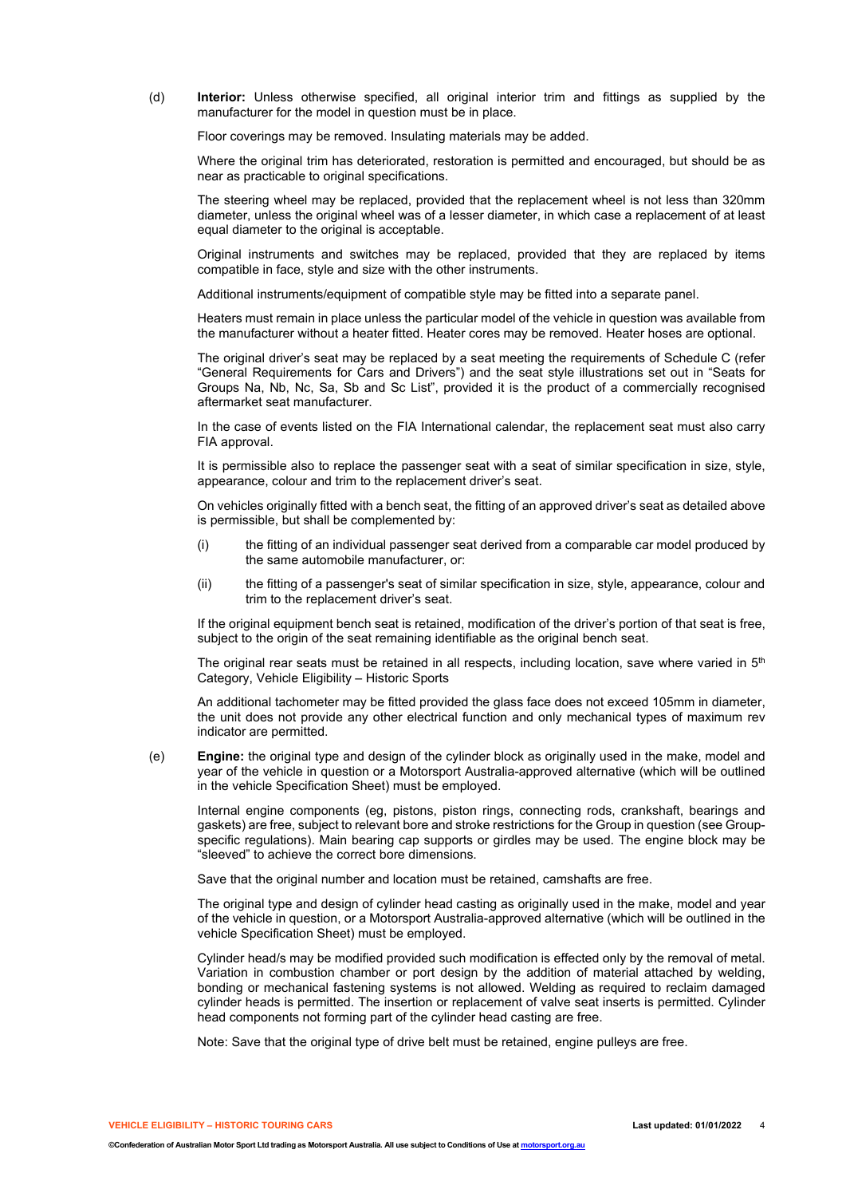(d) **Interior:** Unless otherwise specified, all original interior trim and fittings as supplied by the manufacturer for the model in question must be in place.

Floor coverings may be removed. Insulating materials may be added.

Where the original trim has deteriorated, restoration is permitted and encouraged, but should be as near as practicable to original specifications.

The steering wheel may be replaced, provided that the replacement wheel is not less than 320mm diameter, unless the original wheel was of a lesser diameter, in which case a replacement of at least equal diameter to the original is acceptable.

Original instruments and switches may be replaced, provided that they are replaced by items compatible in face, style and size with the other instruments.

Additional instruments/equipment of compatible style may be fitted into a separate panel.

Heaters must remain in place unless the particular model of the vehicle in question was available from the manufacturer without a heater fitted. Heater cores may be removed. Heater hoses are optional.

The original driver's seat may be replaced by a seat meeting the requirements of Schedule C (refer "General Requirements for Cars and Drivers") and the seat style illustrations set out in "Seats for Groups Na, Nb, Nc, Sa, Sb and Sc List", provided it is the product of a commercially recognised aftermarket seat manufacturer.

In the case of events listed on the FIA International calendar, the replacement seat must also carry FIA approval.

It is permissible also to replace the passenger seat with a seat of similar specification in size, style, appearance, colour and trim to the replacement driver's seat.

On vehicles originally fitted with a bench seat, the fitting of an approved driver's seat as detailed above is permissible, but shall be complemented by:

(i) the fitting of an individual passenger seat derived from a comparable car model produced by the same automobile manufacturer, or:

(ii) the fitting of a passenger's seat of similar specification in size, style, appearance, colour and trim to the replacement driver's seat.

If the original equipment bench seat is retained, modification of the driver's portion of that seat is free, subject to the origin of the seat remaining identifiable as the original bench seat.

The original rear seats must be retained in all respects, including location, save where varied in 5th Category, Vehicle Eligibility – Historic Sports

An additional tachometer may be fitted provided the glass face does not exceed 105mm in diameter, the unit does not provide any other electrical function and only mechanical types of maximum rev indicator are permitted.

(e) **Engine:** the original type and design of the cylinder block as originally used in the make, model and year of the vehicle in question or a Motorsport Australia-approved alternative (which will be outlined in the vehicle Specification Sheet) must be employed.

Internal engine components (eg, pistons, piston rings, connecting rods, crankshaft, bearings and gaskets) are free, subject to relevant bore and stroke restrictions for the Group in question (see Group-specific regulations). Main bearing cap supports or girdles may be used. The engine block may be "sleeved" to achieve the correct bore dimensions.

Save that the original number and location must be retained, camshafts are free.

The original type and design of cylinder head casting as originally used in the make, model and year of the vehicle in question, or a Motorsport Australia-approved alternative (which will be outlined in the vehicle Specification Sheet) must be employed.

Cylinder head/s may be modified provided such modification is effected only by the removal of metal. Variation in combustion chamber or port design by the addition of material attached by welding, bonding or mechanical fastening systems is not allowed. Welding as required to reclaim damaged cylinder heads is permitted. The insertion or replacement of valve seat inserts is permitted. Cylinder head components not forming part of the cylinder head casting are free.

Note: Save that the original type of drive belt must be retained, engine pulleys are free.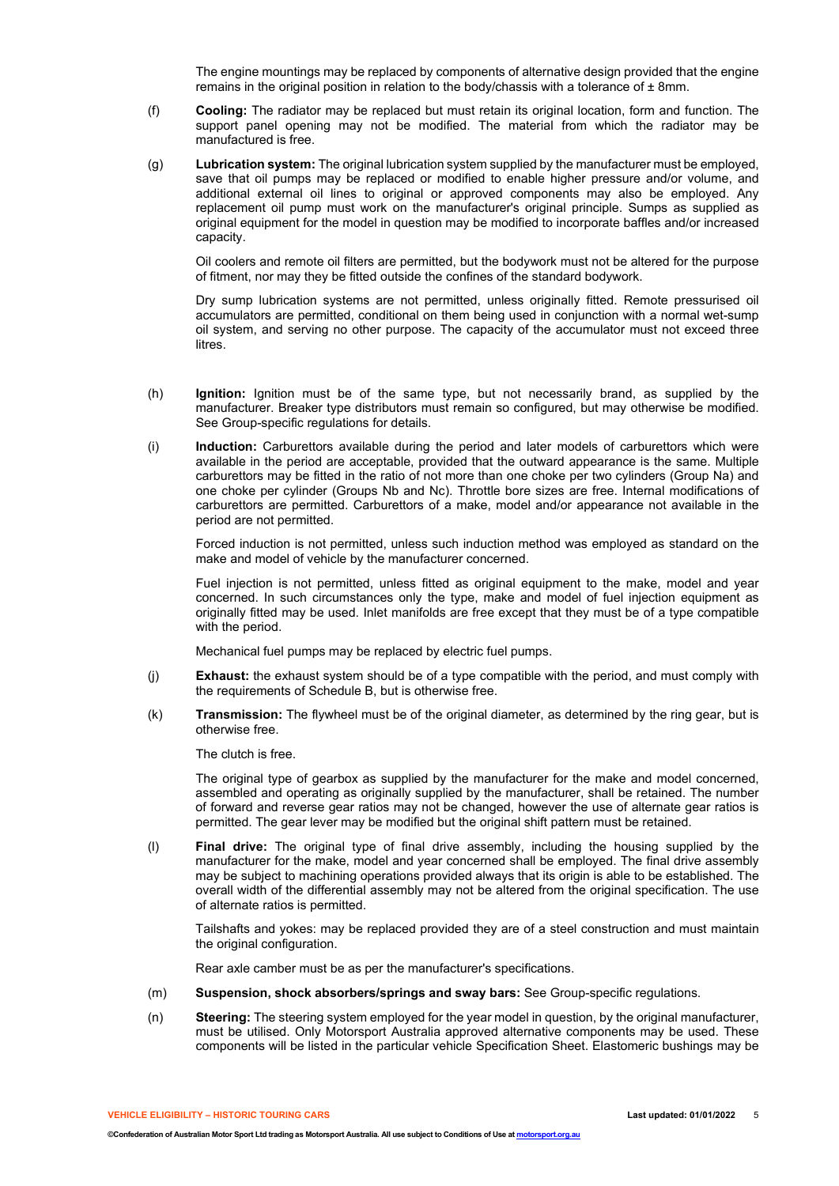The engine mountings may be replaced by components of alternative design provided that the engine remains in the original position in relation to the body/chassis with a tolerance of ± 8mm.

(f) **Cooling:** The radiator may be replaced but must retain its original location, form and function. The support panel opening may not be modified. The material from which the radiator may be manufactured is free.

(g) **Lubrication system:** The original lubrication system supplied by the manufacturer must be employed, save that oil pumps may be replaced or modified to enable higher pressure and/or volume, and additional external oil lines to original or approved components may also be employed. Any replacement oil pump must work on the manufacturer's original principle. Sumps as supplied as original equipment for the model in question may be modified to incorporate baffles and/or increased capacity.

Oil coolers and remote oil filters are permitted, but the bodywork must not be altered for the purpose of fitment, nor may they be fitted outside the confines of the standard bodywork.

Dry sump lubrication systems are not permitted, unless originally fitted. Remote pressurised oil accumulators are permitted, conditional on them being used in conjunction with a normal wet-sump oil system, and serving no other purpose. The capacity of the accumulator must not exceed three litres.

(h) **Ignition:** Ignition must be of the same type, but not necessarily brand, as supplied by the manufacturer. Breaker type distributors must remain so configured, but may otherwise be modified. See Group-specific regulations for details.

(i) **Induction:** Carburettors available during the period and later models of carburettors which were available in the period are acceptable, provided that the outward appearance is the same. Multiple carburettors may be fitted in the ratio of not more than one choke per two cylinders (Group Na) and one choke per cylinder (Groups Nb and Nc). Throttle bore sizes are free. Internal modifications of carburettors are permitted. Carburettors of a make, model and/or appearance not available in the period are not permitted.

Forced induction is not permitted, unless such induction method was employed as standard on the make and model of vehicle by the manufacturer concerned.

Fuel injection is not permitted, unless fitted as original equipment to the make, model and year concerned. In such circumstances only the type, make and model of fuel injection equipment as originally fitted may be used. Inlet manifolds are free except that they must be of a type compatible with the period.

Mechanical fuel pumps may be replaced by electric fuel pumps.

(j) **Exhaust:** the exhaust system should be of a type compatible with the period, and must comply with the requirements of Schedule B, but is otherwise free.

(k) **Transmission:** The flywheel must be of the original diameter, as determined by the ring gear, but is otherwise free.

The clutch is free.

The original type of gearbox as supplied by the manufacturer for the make and model concerned, assembled and operating as originally supplied by the manufacturer, shall be retained. The number of forward and reverse gear ratios may not be changed, however the use of alternate gear ratios is permitted. The gear lever may be modified but the original shift pattern must be retained.

(l) **Final drive:** The original type of final drive assembly, including the housing supplied by the manufacturer for the make, model and year concerned shall be employed. The final drive assembly may be subject to machining operations provided always that its origin is able to be established. The overall width of the differential assembly may not be altered from the original specification. The use of alternate ratios is permitted.

Tailshafts and yokes: may be replaced provided they are of a steel construction and must maintain the original configuration.

Rear axle camber must be as per the manufacturer's specifications.

(m) **Suspension, shock absorbers/springs and sway bars:** See Group-specific regulations.

(n) **Steering:** The steering system employed for the year model in question, by the original manufacturer, must be utilised. Only Motorsport Australia approved alternative components may be used. These components will be listed in the particular vehicle Specification Sheet. Elastomeric bushings may be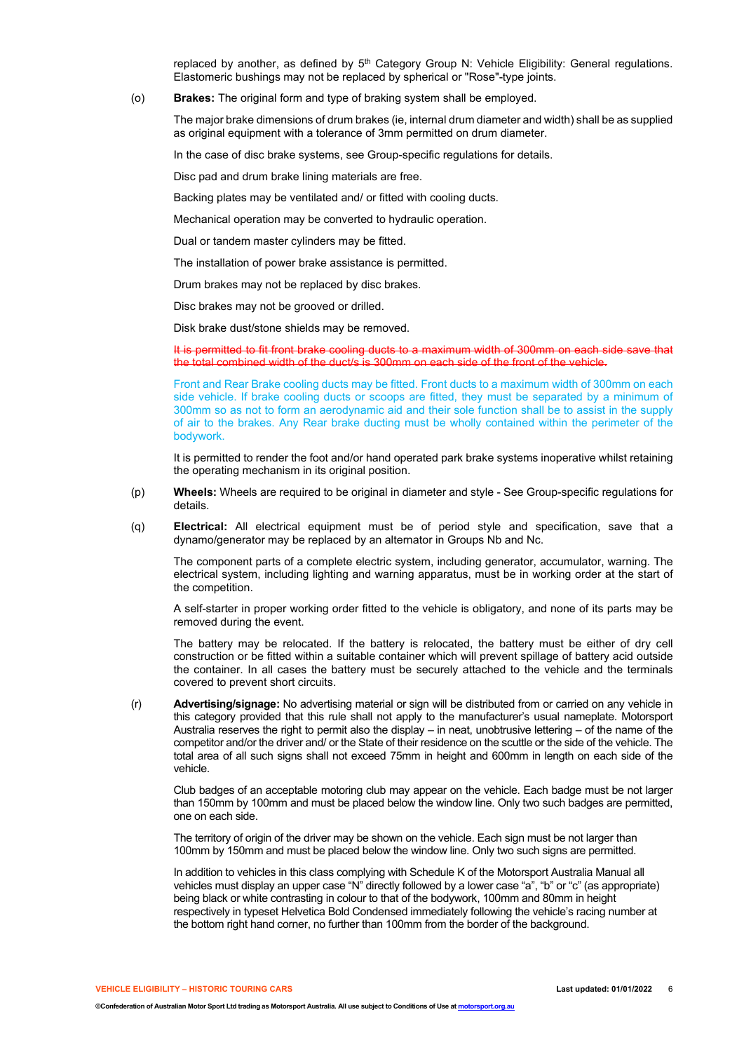replaced by another, as defined by 5th Category Group N: Vehicle Eligibility: General regulations. Elastomeric bushings may not be replaced by spherical or "Rose"-type joints.

(o) **Brakes:** The original form and type of braking system shall be employed.

The major brake dimensions of drum brakes (ie, internal drum diameter and width) shall be as supplied as original equipment with a tolerance of 3mm permitted on drum diameter.

In the case of disc brake systems, see Group-specific regulations for details.

Disc pad and drum brake lining materials are free.

Backing plates may be ventilated and/ or fitted with cooling ducts.

Mechanical operation may be converted to hydraulic operation.

Dual or tandem master cylinders may be fitted.

The installation of power brake assistance is permitted.

Drum brakes may not be replaced by disc brakes.

Disc brakes may not be grooved or drilled.

Disk brake dust/stone shields may be removed.

~~It is permitted to fit front brake cooling ducts to a maximum width of 300mm on each side save that the total combined width of the duct/s is 300mm on each side of the front of the vehicle.~~

Front and Rear Brake cooling ducts may be fitted. Front ducts to a maximum width of 300mm on each side vehicle. If brake cooling ducts or scoops are fitted, they must be separated by a minimum of 300mm so as not to form an aerodynamic aid and their sole function shall be to assist in the supply of air to the brakes. Any Rear brake ducting must be wholly contained within the perimeter of the bodywork.

It is permitted to render the foot and/or hand operated park brake systems inoperative whilst retaining the operating mechanism in its original position.

(p) **Wheels:** Wheels are required to be original in diameter and style - See Group-specific regulations for details.

(q) **Electrical:** All electrical equipment must be of period style and specification, save that a dynamo/generator may be replaced by an alternator in Groups Nb and Nc.

The component parts of a complete electric system, including generator, accumulator, warning. The electrical system, including lighting and warning apparatus, must be in working order at the start of the competition.

A self-starter in proper working order fitted to the vehicle is obligatory, and none of its parts may be removed during the event.

The battery may be relocated. If the battery is relocated, the battery must be either of dry cell construction or be fitted within a suitable container which will prevent spillage of battery acid outside the container. In all cases the battery must be securely attached to the vehicle and the terminals covered to prevent short circuits.

(r) **Advertising/signage:** No advertising material or sign will be distributed from or carried on any vehicle in this category provided that this rule shall not apply to the manufacturer's usual nameplate. Motorsport Australia reserves the right to permit also the display – in neat, unobtrusive lettering – of the name of the competitor and/or the driver and/ or the State of their residence on the scuttle or the side of the vehicle. The total area of all such signs shall not exceed 75mm in height and 600mm in length on each side of the vehicle.

Club badges of an acceptable motoring club may appear on the vehicle. Each badge must be not larger than 150mm by 100mm and must be placed below the window line. Only two such badges are permitted, one on each side.

The territory of origin of the driver may be shown on the vehicle. Each sign must be not larger than 100mm by 150mm and must be placed below the window line. Only two such signs are permitted.

In addition to vehicles in this class complying with Schedule K of the Motorsport Australia Manual all vehicles must display an upper case "N" directly followed by a lower case "a", "b" or "c" (as appropriate) being black or white contrasting in colour to that of the bodywork, 100mm and 80mm in height respectively in typeset Helvetica Bold Condensed immediately following the vehicle's racing number at the bottom right hand corner, no further than 100mm from the border of the background.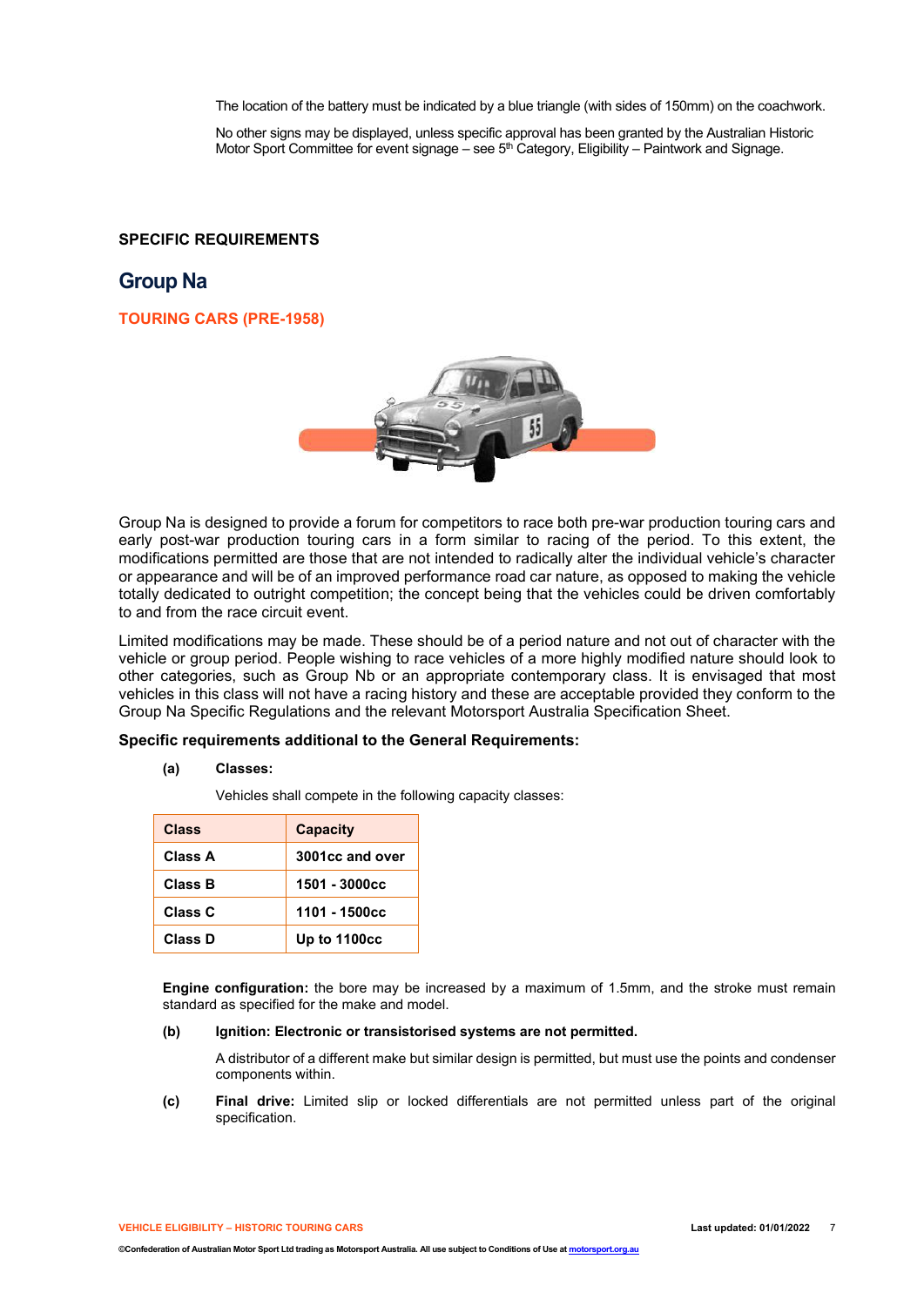The location of the battery must be indicated by a blue triangle (with sides of 150mm) on the coachwork.

No other signs may be displayed, unless specific approval has been granted by the Australian Historic Motor Sport Committee for event signage – see 5th Category, Eligibility – Paintwork and Signage.

**SPECIFIC REQUIREMENTS**

## Group Na

### TOURING CARS (PRE-1958)

Group Na is designed to provide a forum for competitors to race both pre-war production touring cars and early post-war production touring cars in a form similar to racing of the period. To this extent, the modifications permitted are those that are not intended to radically alter the individual vehicle's character or appearance and will be of an improved performance road car nature, as opposed to making the vehicle totally dedicated to outright competition; the concept being that the vehicles could be driven comfortably to and from the race circuit event.

Limited modifications may be made. These should be of a period nature and not out of character with the vehicle or group period. People wishing to race vehicles of a more highly modified nature should look to other categories, such as Group Nb or an appropriate contemporary class. It is envisaged that most vehicles in this class will not have a racing history and these are acceptable provided they conform to the Group Na Specific Regulations and the relevant Motorsport Australia Specification Sheet.

**Specific requirements additional to the General Requirements:**

**(a) Classes:**

Vehicles shall compete in the following capacity classes:

| Class | Capacity |
|---|---|
| Class A | 3001cc and over |
| Class B | 1501 - 3000cc |
| Class C | 1101 - 1500cc |
| Class D | Up to 1100cc |

**Engine configuration:** the bore may be increased by a maximum of 1.5mm, and the stroke must remain standard as specified for the make and model.

**(b) Ignition: Electronic or transistorised systems are not permitted.**

A distributor of a different make but similar design is permitted, but must use the points and condenser components within.

**(c) Final drive:** Limited slip or locked differentials are not permitted unless part of the original specification.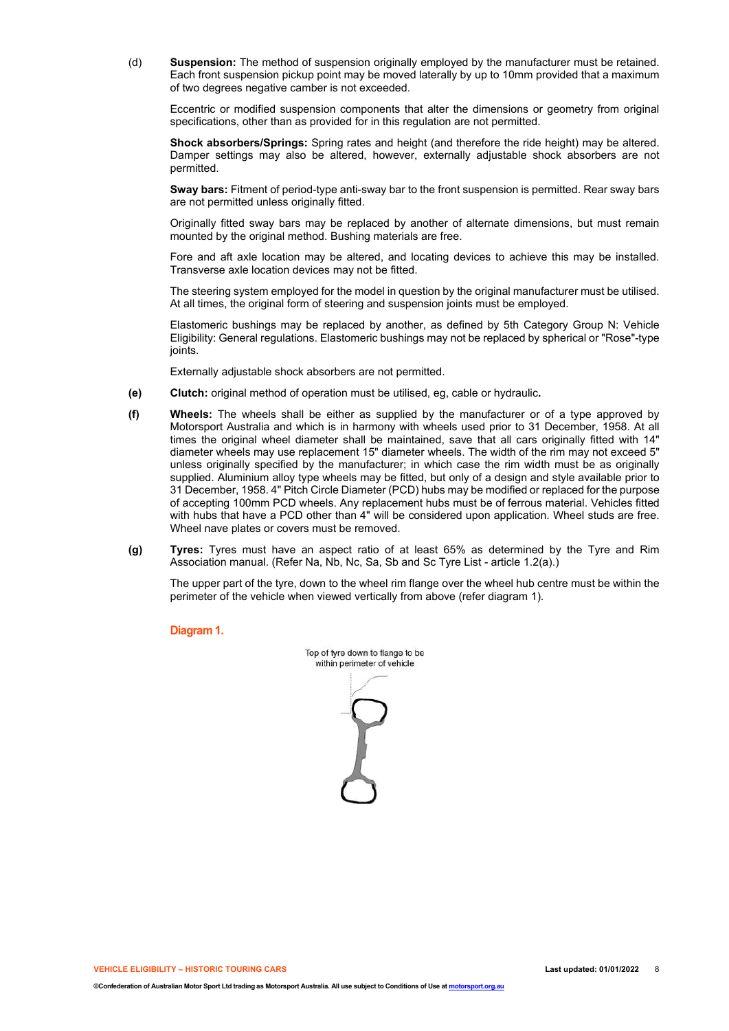(d) **Suspension:** The method of suspension originally employed by the manufacturer must be retained. Each front suspension pickup point may be moved laterally by up to 10mm provided that a maximum of two degrees negative camber is not exceeded.

Eccentric or modified suspension components that alter the dimensions or geometry from original specifications, other than as provided for in this regulation are not permitted.

**Shock absorbers/Springs:** Spring rates and height (and therefore the ride height) may be altered. Damper settings may also be altered, however, externally adjustable shock absorbers are not permitted.

**Sway bars:** Fitment of period-type anti-sway bar to the front suspension is permitted. Rear sway bars are not permitted unless originally fitted.

Originally fitted sway bars may be replaced by another of alternate dimensions, but must remain mounted by the original method. Bushing materials are free.

Fore and aft axle location may be altered, and locating devices to achieve this may be installed. Transverse axle location devices may not be fitted.

The steering system employed for the model in question by the original manufacturer must be utilised. At all times, the original form of steering and suspension joints must be employed.

Elastomeric bushings may be replaced by another, as defined by 5th Category Group N: Vehicle Eligibility: General regulations. Elastomeric bushings may not be replaced by spherical or "Rose"-type joints.

Externally adjustable shock absorbers are not permitted.

**(e)** **Clutch:** original method of operation must be utilised, eg, cable or hydraulic**.**

**(f)** **Wheels:** The wheels shall be either as supplied by the manufacturer or of a type approved by Motorsport Australia and which is in harmony with wheels used prior to 31 December, 1958. At all times the original wheel diameter shall be maintained, save that all cars originally fitted with 14" diameter wheels may use replacement 15" diameter wheels. The width of the rim may not exceed 5" unless originally specified by the manufacturer; in which case the rim width must be as originally supplied. Aluminium alloy type wheels may be fitted, but only of a design and style available prior to 31 December, 1958. 4" Pitch Circle Diameter (PCD) hubs may be modified or replaced for the purpose of accepting 100mm PCD wheels. Any replacement hubs must be of ferrous material. Vehicles fitted with hubs that have a PCD other than 4" will be considered upon application. Wheel studs are free. Wheel nave plates or covers must be removed.

**(g)** **Tyres:** Tyres must have an aspect ratio of at least 65% as determined by the Tyre and Rim Association manual. (Refer Na, Nb, Nc, Sa, Sb and Sc Tyre List - article 1.2(a).)

The upper part of the tyre, down to the wheel rim flange over the wheel hub centre must be within the perimeter of the vehicle when viewed vertically from above (refer diagram 1).

**Diagram 1.**

Top of tyre down to flange to be within perimeter of vehicle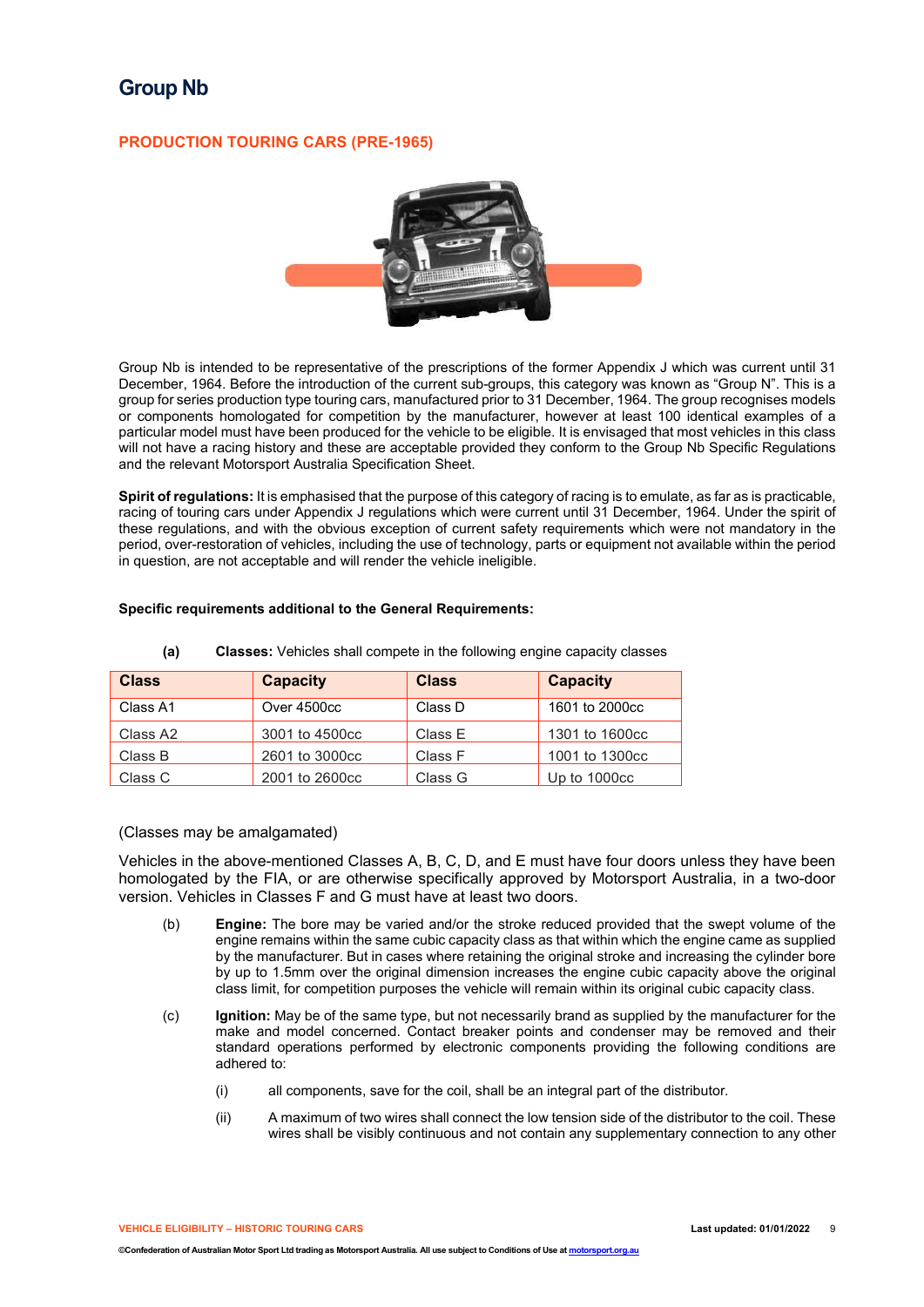# Group Nb

## PRODUCTION TOURING CARS (PRE-1965)

Group Nb is intended to be representative of the prescriptions of the former Appendix J which was current until 31 December, 1964. Before the introduction of the current sub-groups, this category was known as "Group N". This is a group for series production type touring cars, manufactured prior to 31 December, 1964. The group recognises models or components homologated for competition by the manufacturer, however at least 100 identical examples of a particular model must have been produced for the vehicle to be eligible. It is envisaged that most vehicles in this class will not have a racing history and these are acceptable provided they conform to the Group Nb Specific Regulations and the relevant Motorsport Australia Specification Sheet.

**Spirit of regulations:** It is emphasised that the purpose of this category of racing is to emulate, as far as is practicable, racing of touring cars under Appendix J regulations which were current until 31 December, 1964. Under the spirit of these regulations, and with the obvious exception of current safety requirements which were not mandatory in the period, over-restoration of vehicles, including the use of technology, parts or equipment not available within the period in question, are not acceptable and will render the vehicle ineligible.

**Specific requirements additional to the General Requirements:**

**(a)** **Classes:** Vehicles shall compete in the following engine capacity classes

| Class | Capacity | Class | Capacity |
|---|---|---|---|
| Class A1 | Over 4500cc | Class D | 1601 to 2000cc |
| Class A2 | 3001 to 4500cc | Class E | 1301 to 1600cc |
| Class B | 2601 to 3000cc | Class F | 1001 to 1300cc |
| Class C | 2001 to 2600cc | Class G | Up to 1000cc |

(Classes may be amalgamated)

Vehicles in the above-mentioned Classes A, B, C, D, and E must have four doors unless they have been homologated by the FIA, or are otherwise specifically approved by Motorsport Australia, in a two-door version. Vehicles in Classes F and G must have at least two doors.

(b) **Engine:** The bore may be varied and/or the stroke reduced provided that the swept volume of the engine remains within the same cubic capacity class as that within which the engine came as supplied by the manufacturer. But in cases where retaining the original stroke and increasing the cylinder bore by up to 1.5mm over the original dimension increases the engine cubic capacity above the original class limit, for competition purposes the vehicle will remain within its original cubic capacity class.

(c) **Ignition:** May be of the same type, but not necessarily brand as supplied by the manufacturer for the make and model concerned. Contact breaker points and condenser may be removed and their standard operations performed by electronic components providing the following conditions are adhered to:

   (i) all components, save for the coil, shall be an integral part of the distributor.

   (ii) A maximum of two wires shall connect the low tension side of the distributor to the coil. These wires shall be visibly continuous and not contain any supplementary connection to any other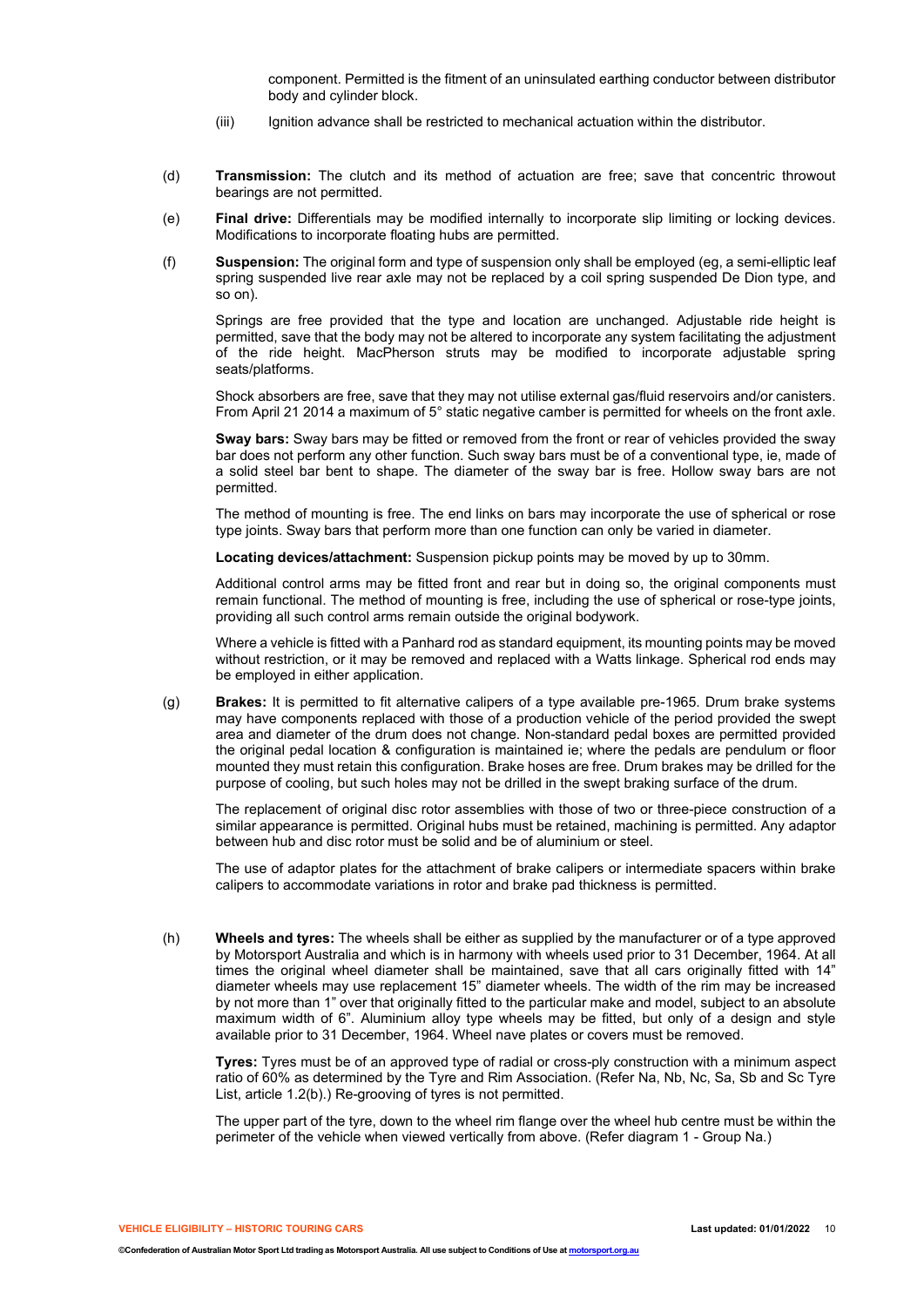component. Permitted is the fitment of an uninsulated earthing conductor between distributor body and cylinder block.

(iii) Ignition advance shall be restricted to mechanical actuation within the distributor.

(d) **Transmission:** The clutch and its method of actuation are free; save that concentric throwout bearings are not permitted.

(e) **Final drive:** Differentials may be modified internally to incorporate slip limiting or locking devices. Modifications to incorporate floating hubs are permitted.

(f) **Suspension:** The original form and type of suspension only shall be employed (eg, a semi-elliptic leaf spring suspended live rear axle may not be replaced by a coil spring suspended De Dion type, and so on).

Springs are free provided that the type and location are unchanged. Adjustable ride height is permitted, save that the body may not be altered to incorporate any system facilitating the adjustment of the ride height. MacPherson struts may be modified to incorporate adjustable spring seats/platforms.

Shock absorbers are free, save that they may not utilise external gas/fluid reservoirs and/or canisters. From April 21 2014 a maximum of 5° static negative camber is permitted for wheels on the front axle.

**Sway bars:** Sway bars may be fitted or removed from the front or rear of vehicles provided the sway bar does not perform any other function. Such sway bars must be of a conventional type, ie, made of a solid steel bar bent to shape. The diameter of the sway bar is free. Hollow sway bars are not permitted.

The method of mounting is free. The end links on bars may incorporate the use of spherical or rose type joints. Sway bars that perform more than one function can only be varied in diameter.

**Locating devices/attachment:** Suspension pickup points may be moved by up to 30mm.

Additional control arms may be fitted front and rear but in doing so, the original components must remain functional. The method of mounting is free, including the use of spherical or rose-type joints, providing all such control arms remain outside the original bodywork.

Where a vehicle is fitted with a Panhard rod as standard equipment, its mounting points may be moved without restriction, or it may be removed and replaced with a Watts linkage. Spherical rod ends may be employed in either application.

(g) **Brakes:** It is permitted to fit alternative calipers of a type available pre-1965. Drum brake systems may have components replaced with those of a production vehicle of the period provided the swept area and diameter of the drum does not change. Non-standard pedal boxes are permitted provided the original pedal location & configuration is maintained ie; where the pedals are pendulum or floor mounted they must retain this configuration. Brake hoses are free. Drum brakes may be drilled for the purpose of cooling, but such holes may not be drilled in the swept braking surface of the drum.

The replacement of original disc rotor assemblies with those of two or three-piece construction of a similar appearance is permitted. Original hubs must be retained, machining is permitted. Any adaptor between hub and disc rotor must be solid and be of aluminium or steel.

The use of adaptor plates for the attachment of brake calipers or intermediate spacers within brake calipers to accommodate variations in rotor and brake pad thickness is permitted.

(h) **Wheels and tyres:** The wheels shall be either as supplied by the manufacturer or of a type approved by Motorsport Australia and which is in harmony with wheels used prior to 31 December, 1964. At all times the original wheel diameter shall be maintained, save that all cars originally fitted with 14" diameter wheels may use replacement 15" diameter wheels. The width of the rim may be increased by not more than 1" over that originally fitted to the particular make and model, subject to an absolute maximum width of 6". Aluminium alloy type wheels may be fitted, but only of a design and style available prior to 31 December, 1964. Wheel nave plates or covers must be removed.

**Tyres:** Tyres must be of an approved type of radial or cross-ply construction with a minimum aspect ratio of 60% as determined by the Tyre and Rim Association. (Refer Na, Nb, Nc, Sa, Sb and Sc Tyre List, article 1.2(b).) Re-grooving of tyres is not permitted.

The upper part of the tyre, down to the wheel rim flange over the wheel hub centre must be within the perimeter of the vehicle when viewed vertically from above. (Refer diagram 1 - Group Na.)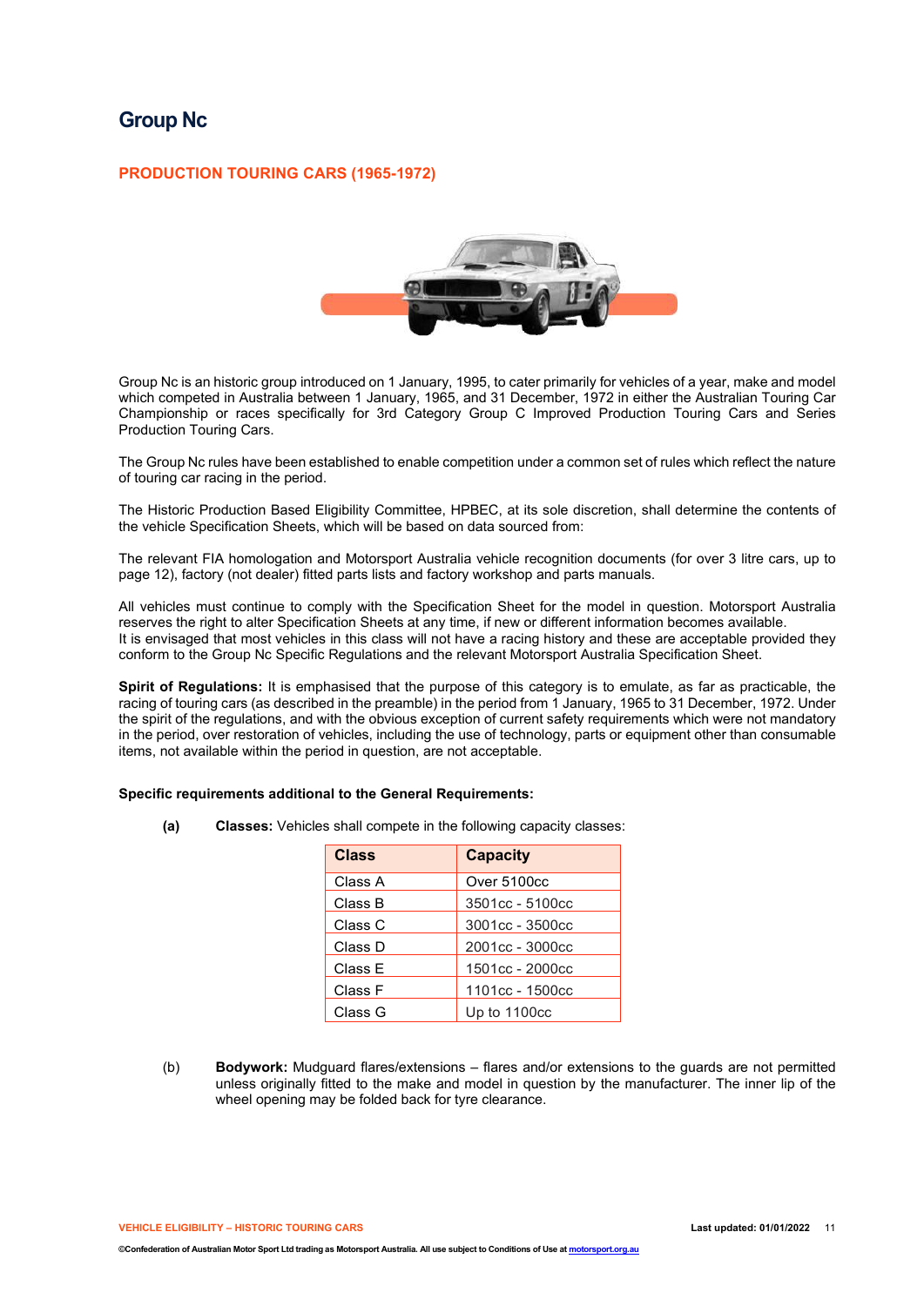# Group Nc

## PRODUCTION TOURING CARS (1965-1972)

Group Nc is an historic group introduced on 1 January, 1995, to cater primarily for vehicles of a year, make and model which competed in Australia between 1 January, 1965, and 31 December, 1972 in either the Australian Touring Car Championship or races specifically for 3rd Category Group C Improved Production Touring Cars and Series Production Touring Cars.

The Group Nc rules have been established to enable competition under a common set of rules which reflect the nature of touring car racing in the period.

The Historic Production Based Eligibility Committee, HPBEC, at its sole discretion, shall determine the contents of the vehicle Specification Sheets, which will be based on data sourced from:

The relevant FIA homologation and Motorsport Australia vehicle recognition documents (for over 3 litre cars, up to page 12), factory (not dealer) fitted parts lists and factory workshop and parts manuals.

All vehicles must continue to comply with the Specification Sheet for the model in question. Motorsport Australia reserves the right to alter Specification Sheets at any time, if new or different information becomes available.
It is envisaged that most vehicles in this class will not have a racing history and these are acceptable provided they conform to the Group Nc Specific Regulations and the relevant Motorsport Australia Specification Sheet.

**Spirit of Regulations:** It is emphasised that the purpose of this category is to emulate, as far as practicable, the racing of touring cars (as described in the preamble) in the period from 1 January, 1965 to 31 December, 1972. Under the spirit of the regulations, and with the obvious exception of current safety requirements which were not mandatory in the period, over restoration of vehicles, including the use of technology, parts or equipment other than consumable items, not available within the period in question, are not acceptable.

**Specific requirements additional to the General Requirements:**

**(a)** **Classes:** Vehicles shall compete in the following capacity classes:

| Class | Capacity |
|---|---|
| Class A | Over 5100cc |
| Class B | 3501cc - 5100cc |
| Class C | 3001cc - 3500cc |
| Class D | 2001cc - 3000cc |
| Class E | 1501cc - 2000cc |
| Class F | 1101cc - 1500cc |
| Class G | Up to 1100cc |

(b) **Bodywork:** Mudguard flares/extensions – flares and/or extensions to the guards are not permitted unless originally fitted to the make and model in question by the manufacturer. The inner lip of the wheel opening may be folded back for tyre clearance.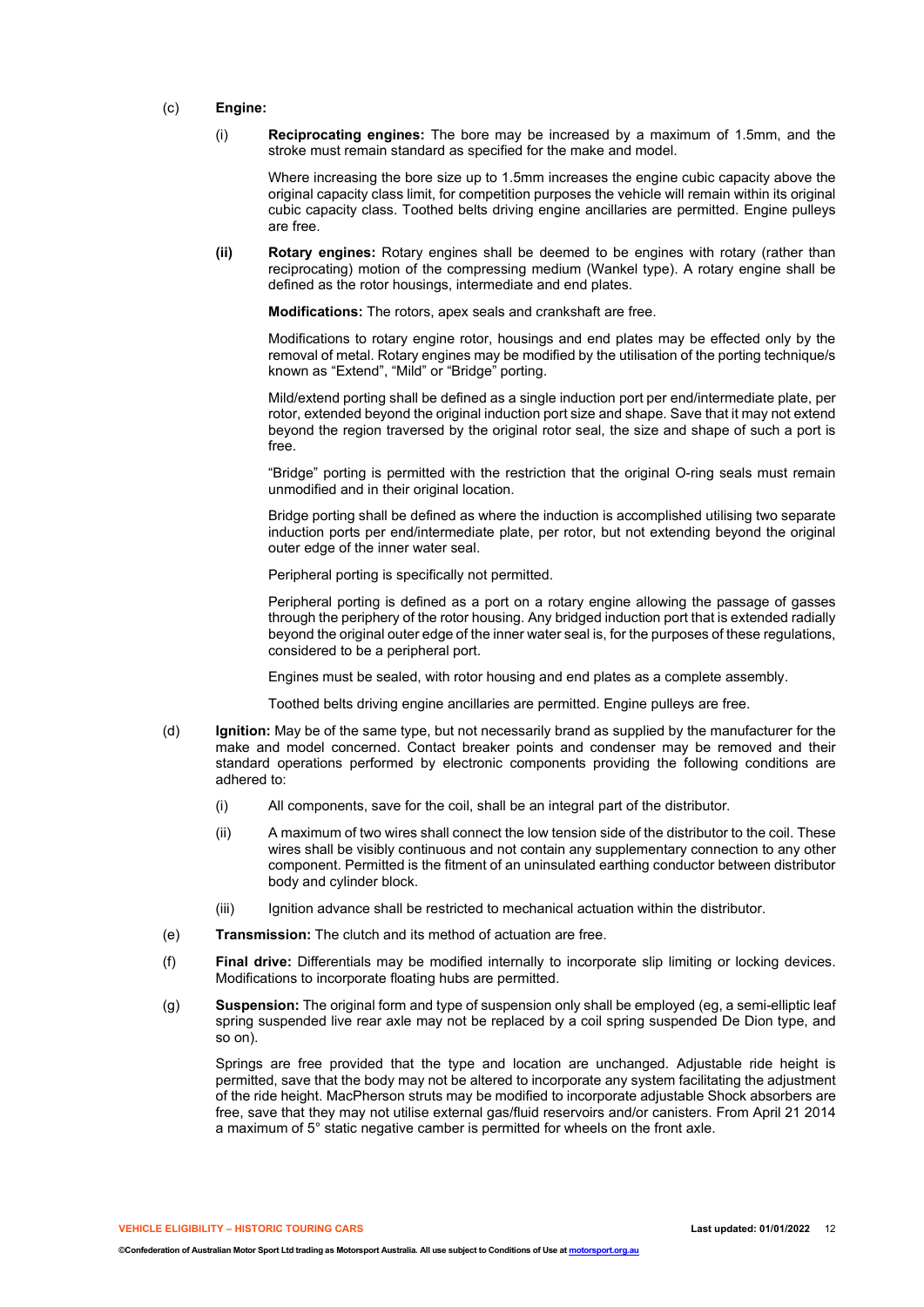(c) **Engine:**

(i) **Reciprocating engines:** The bore may be increased by a maximum of 1.5mm, and the stroke must remain standard as specified for the make and model.

Where increasing the bore size up to 1.5mm increases the engine cubic capacity above the original capacity class limit, for competition purposes the vehicle will remain within its original cubic capacity class. Toothed belts driving engine ancillaries are permitted. Engine pulleys are free.

**(ii)** **Rotary engines:** Rotary engines shall be deemed to be engines with rotary (rather than reciprocating) motion of the compressing medium (Wankel type). A rotary engine shall be defined as the rotor housings, intermediate and end plates.

**Modifications:** The rotors, apex seals and crankshaft are free.

Modifications to rotary engine rotor, housings and end plates may be effected only by the removal of metal. Rotary engines may be modified by the utilisation of the porting technique/s known as "Extend", "Mild" or "Bridge" porting.

Mild/extend porting shall be defined as a single induction port per end/intermediate plate, per rotor, extended beyond the original induction port size and shape. Save that it may not extend beyond the region traversed by the original rotor seal, the size and shape of such a port is free.

"Bridge" porting is permitted with the restriction that the original O-ring seals must remain unmodified and in their original location.

Bridge porting shall be defined as where the induction is accomplished utilising two separate induction ports per end/intermediate plate, per rotor, but not extending beyond the original outer edge of the inner water seal.

Peripheral porting is specifically not permitted.

Peripheral porting is defined as a port on a rotary engine allowing the passage of gasses through the periphery of the rotor housing. Any bridged induction port that is extended radially beyond the original outer edge of the inner water seal is, for the purposes of these regulations, considered to be a peripheral port.

Engines must be sealed, with rotor housing and end plates as a complete assembly.

Toothed belts driving engine ancillaries are permitted. Engine pulleys are free.

(d) **Ignition:** May be of the same type, but not necessarily brand as supplied by the manufacturer for the make and model concerned. Contact breaker points and condenser may be removed and their standard operations performed by electronic components providing the following conditions are adhered to:

(i) All components, save for the coil, shall be an integral part of the distributor.

(ii) A maximum of two wires shall connect the low tension side of the distributor to the coil. These wires shall be visibly continuous and not contain any supplementary connection to any other component. Permitted is the fitment of an uninsulated earthing conductor between distributor body and cylinder block.

(iii) Ignition advance shall be restricted to mechanical actuation within the distributor.

(e) **Transmission:** The clutch and its method of actuation are free.

(f) **Final drive:** Differentials may be modified internally to incorporate slip limiting or locking devices. Modifications to incorporate floating hubs are permitted.

(g) **Suspension:** The original form and type of suspension only shall be employed (eg, a semi-elliptic leaf spring suspended live rear axle may not be replaced by a coil spring suspended De Dion type, and so on).

Springs are free provided that the type and location are unchanged. Adjustable ride height is permitted, save that the body may not be altered to incorporate any system facilitating the adjustment of the ride height. MacPherson struts may be modified to incorporate adjustable Shock absorbers are free, save that they may not utilise external gas/fluid reservoirs and/or canisters. From April 21 2014 a maximum of 5° static negative camber is permitted for wheels on the front axle.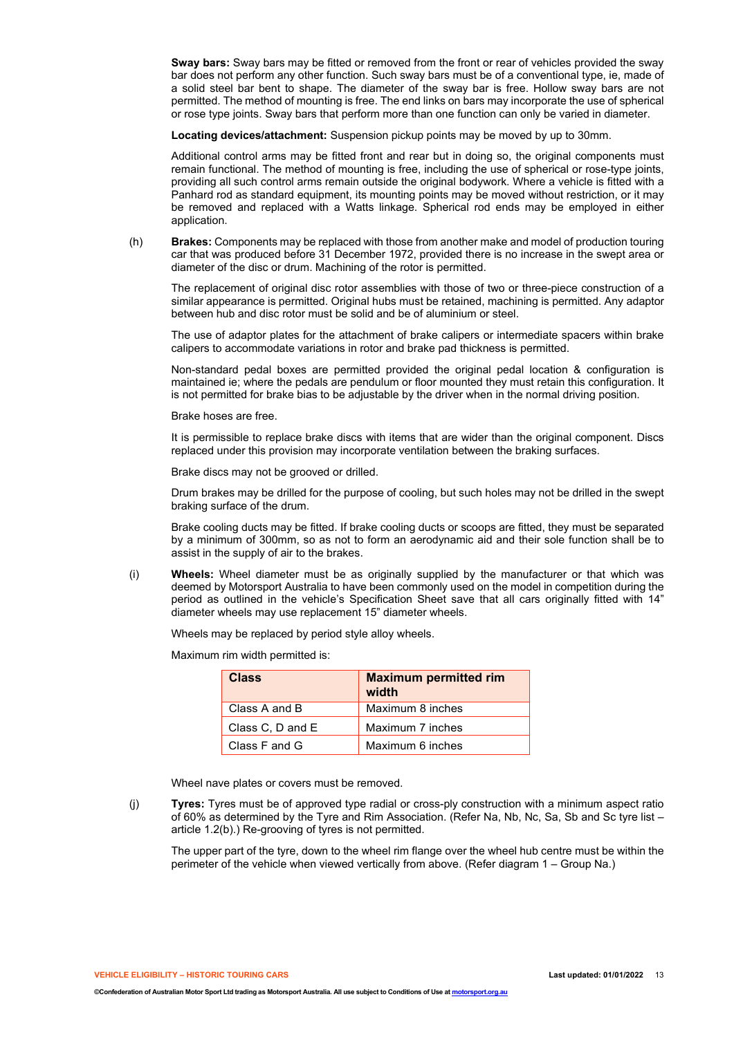**Sway bars:** Sway bars may be fitted or removed from the front or rear of vehicles provided the sway bar does not perform any other function. Such sway bars must be of a conventional type, ie, made of a solid steel bar bent to shape. The diameter of the sway bar is free. Hollow sway bars are not permitted. The method of mounting is free. The end links on bars may incorporate the use of spherical or rose type joints. Sway bars that perform more than one function can only be varied in diameter.

**Locating devices/attachment:** Suspension pickup points may be moved by up to 30mm.

Additional control arms may be fitted front and rear but in doing so, the original components must remain functional. The method of mounting is free, including the use of spherical or rose-type joints, providing all such control arms remain outside the original bodywork. Where a vehicle is fitted with a Panhard rod as standard equipment, its mounting points may be moved without restriction, or it may be removed and replaced with a Watts linkage. Spherical rod ends may be employed in either application.

(h) **Brakes:** Components may be replaced with those from another make and model of production touring car that was produced before 31 December 1972, provided there is no increase in the swept area or diameter of the disc or drum. Machining of the rotor is permitted.

The replacement of original disc rotor assemblies with those of two or three-piece construction of a similar appearance is permitted. Original hubs must be retained, machining is permitted. Any adaptor between hub and disc rotor must be solid and be of aluminium or steel.

The use of adaptor plates for the attachment of brake calipers or intermediate spacers within brake calipers to accommodate variations in rotor and brake pad thickness is permitted.

Non-standard pedal boxes are permitted provided the original pedal location & configuration is maintained ie; where the pedals are pendulum or floor mounted they must retain this configuration. It is not permitted for brake bias to be adjustable by the driver when in the normal driving position.

Brake hoses are free.

It is permissible to replace brake discs with items that are wider than the original component. Discs replaced under this provision may incorporate ventilation between the braking surfaces.

Brake discs may not be grooved or drilled.

Drum brakes may be drilled for the purpose of cooling, but such holes may not be drilled in the swept braking surface of the drum.

Brake cooling ducts may be fitted. If brake cooling ducts or scoops are fitted, they must be separated by a minimum of 300mm, so as not to form an aerodynamic aid and their sole function shall be to assist in the supply of air to the brakes.

(i) **Wheels:** Wheel diameter must be as originally supplied by the manufacturer or that which was deemed by Motorsport Australia to have been commonly used on the model in competition during the period as outlined in the vehicle's Specification Sheet save that all cars originally fitted with 14" diameter wheels may use replacement 15" diameter wheels.

Wheels may be replaced by period style alloy wheels.

Maximum rim width permitted is:

| Class | Maximum permitted rim width |
|---|---|
| Class A and B | Maximum 8 inches |
| Class C, D and E | Maximum 7 inches |
| Class F and G | Maximum 6 inches |

Wheel nave plates or covers must be removed.

(j) **Tyres:** Tyres must be of approved type radial or cross-ply construction with a minimum aspect ratio of 60% as determined by the Tyre and Rim Association. (Refer Na, Nb, Nc, Sa, Sb and Sc tyre list – article 1.2(b).) Re-grooving of tyres is not permitted.

The upper part of the tyre, down to the wheel rim flange over the wheel hub centre must be within the perimeter of the vehicle when viewed vertically from above. (Refer diagram 1 – Group Na.)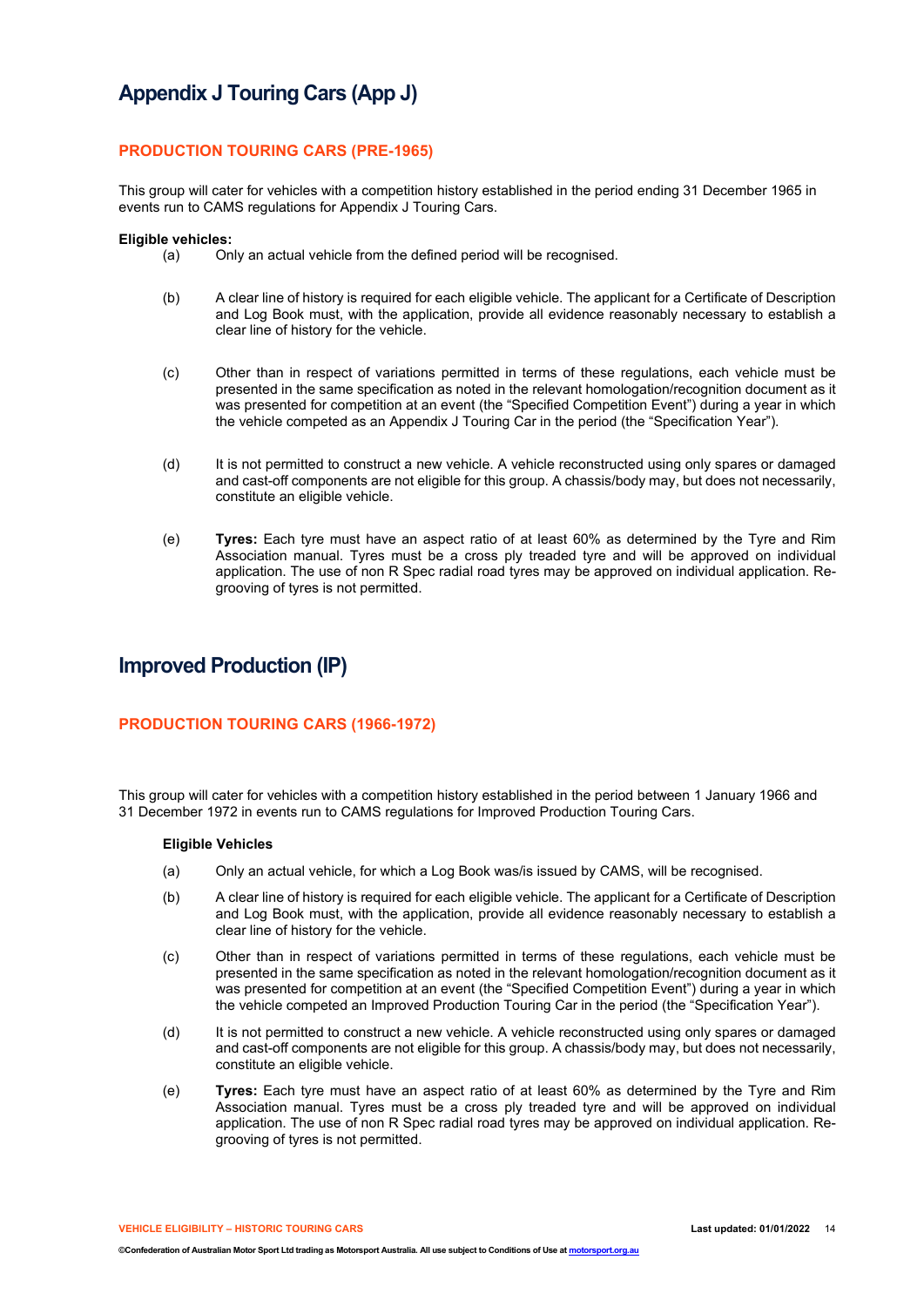# Appendix J Touring Cars (App J)

## PRODUCTION TOURING CARS (PRE-1965)

This group will cater for vehicles with a competition history established in the period ending 31 December 1965 in events run to CAMS regulations for Appendix J Touring Cars.

**Eligible vehicles:**

(a) Only an actual vehicle from the defined period will be recognised.

(b) A clear line of history is required for each eligible vehicle. The applicant for a Certificate of Description and Log Book must, with the application, provide all evidence reasonably necessary to establish a clear line of history for the vehicle.

(c) Other than in respect of variations permitted in terms of these regulations, each vehicle must be presented in the same specification as noted in the relevant homologation/recognition document as it was presented for competition at an event (the "Specified Competition Event") during a year in which the vehicle competed as an Appendix J Touring Car in the period (the "Specification Year").

(d) It is not permitted to construct a new vehicle. A vehicle reconstructed using only spares or damaged and cast-off components are not eligible for this group. A chassis/body may, but does not necessarily, constitute an eligible vehicle.

(e) **Tyres:** Each tyre must have an aspect ratio of at least 60% as determined by the Tyre and Rim Association manual. Tyres must be a cross ply treaded tyre and will be approved on individual application. The use of non R Spec radial road tyres may be approved on individual application. Re-grooving of tyres is not permitted.

# Improved Production (IP)

## PRODUCTION TOURING CARS (1966-1972)

This group will cater for vehicles with a competition history established in the period between 1 January 1966 and 31 December 1972 in events run to CAMS regulations for Improved Production Touring Cars.

**Eligible Vehicles**

(a) Only an actual vehicle, for which a Log Book was/is issued by CAMS, will be recognised.

(b) A clear line of history is required for each eligible vehicle. The applicant for a Certificate of Description and Log Book must, with the application, provide all evidence reasonably necessary to establish a clear line of history for the vehicle.

(c) Other than in respect of variations permitted in terms of these regulations, each vehicle must be presented in the same specification as noted in the relevant homologation/recognition document as it was presented for competition at an event (the "Specified Competition Event") during a year in which the vehicle competed an Improved Production Touring Car in the period (the "Specification Year").

(d) It is not permitted to construct a new vehicle. A vehicle reconstructed using only spares or damaged and cast-off components are not eligible for this group. A chassis/body may, but does not necessarily, constitute an eligible vehicle.

(e) **Tyres:** Each tyre must have an aspect ratio of at least 60% as determined by the Tyre and Rim Association manual. Tyres must be a cross ply treaded tyre and will be approved on individual application. The use of non R Spec radial road tyres may be approved on individual application. Re-grooving of tyres is not permitted.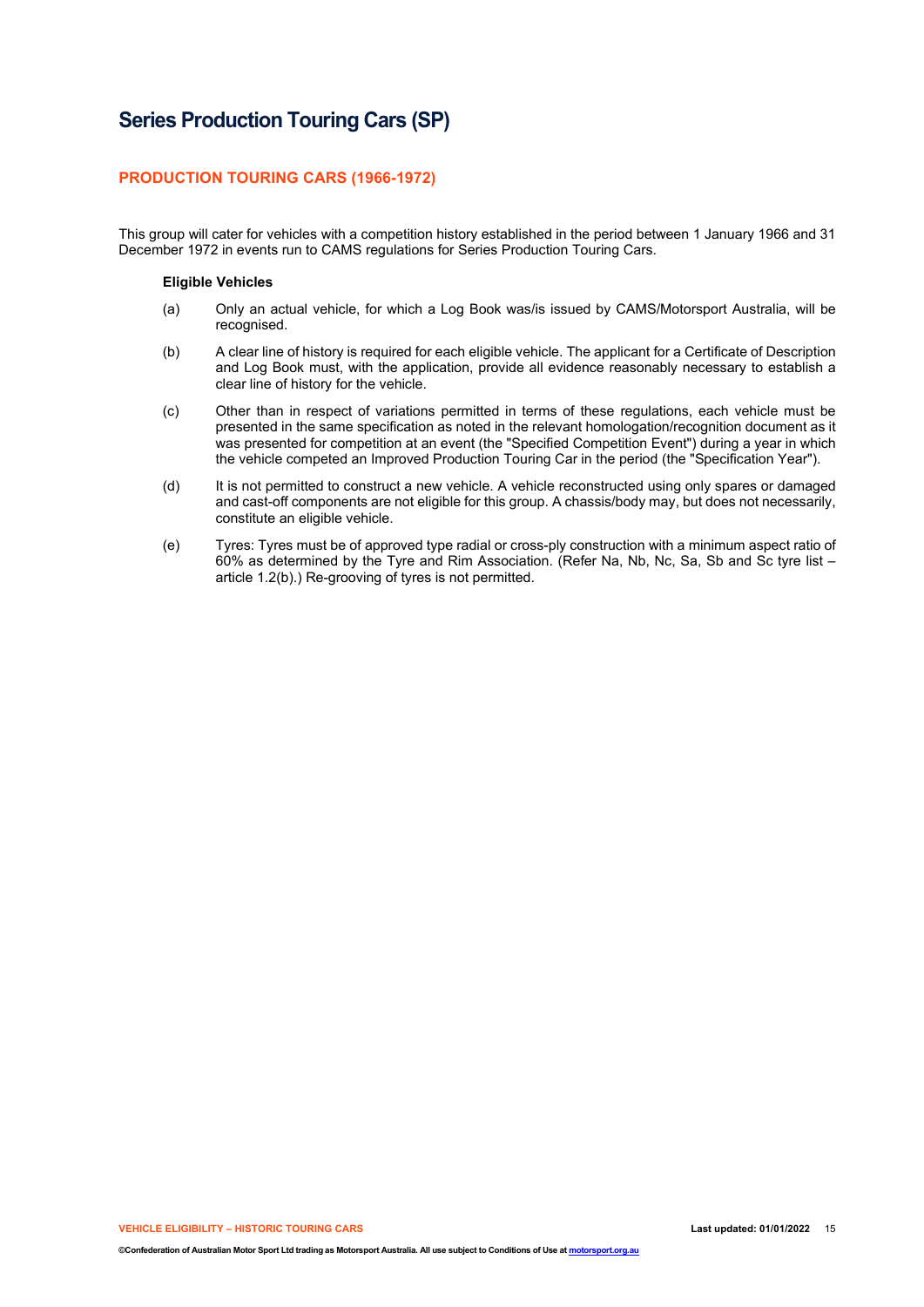# Series Production Touring Cars (SP)

## PRODUCTION TOURING CARS (1966-1972)

This group will cater for vehicles with a competition history established in the period between 1 January 1966 and 31 December 1972 in events run to CAMS regulations for Series Production Touring Cars.

**Eligible Vehicles**

(a) Only an actual vehicle, for which a Log Book was/is issued by CAMS/Motorsport Australia, will be recognised.

(b) A clear line of history is required for each eligible vehicle. The applicant for a Certificate of Description and Log Book must, with the application, provide all evidence reasonably necessary to establish a clear line of history for the vehicle.

(c) Other than in respect of variations permitted in terms of these regulations, each vehicle must be presented in the same specification as noted in the relevant homologation/recognition document as it was presented for competition at an event (the "Specified Competition Event") during a year in which the vehicle competed an Improved Production Touring Car in the period (the "Specification Year").

(d) It is not permitted to construct a new vehicle. A vehicle reconstructed using only spares or damaged and cast-off components are not eligible for this group. A chassis/body may, but does not necessarily, constitute an eligible vehicle.

(e) Tyres: Tyres must be of approved type radial or cross-ply construction with a minimum aspect ratio of 60% as determined by the Tyre and Rim Association. (Refer Na, Nb, Nc, Sa, Sb and Sc tyre list – article 1.2(b).) Re-grooving of tyres is not permitted.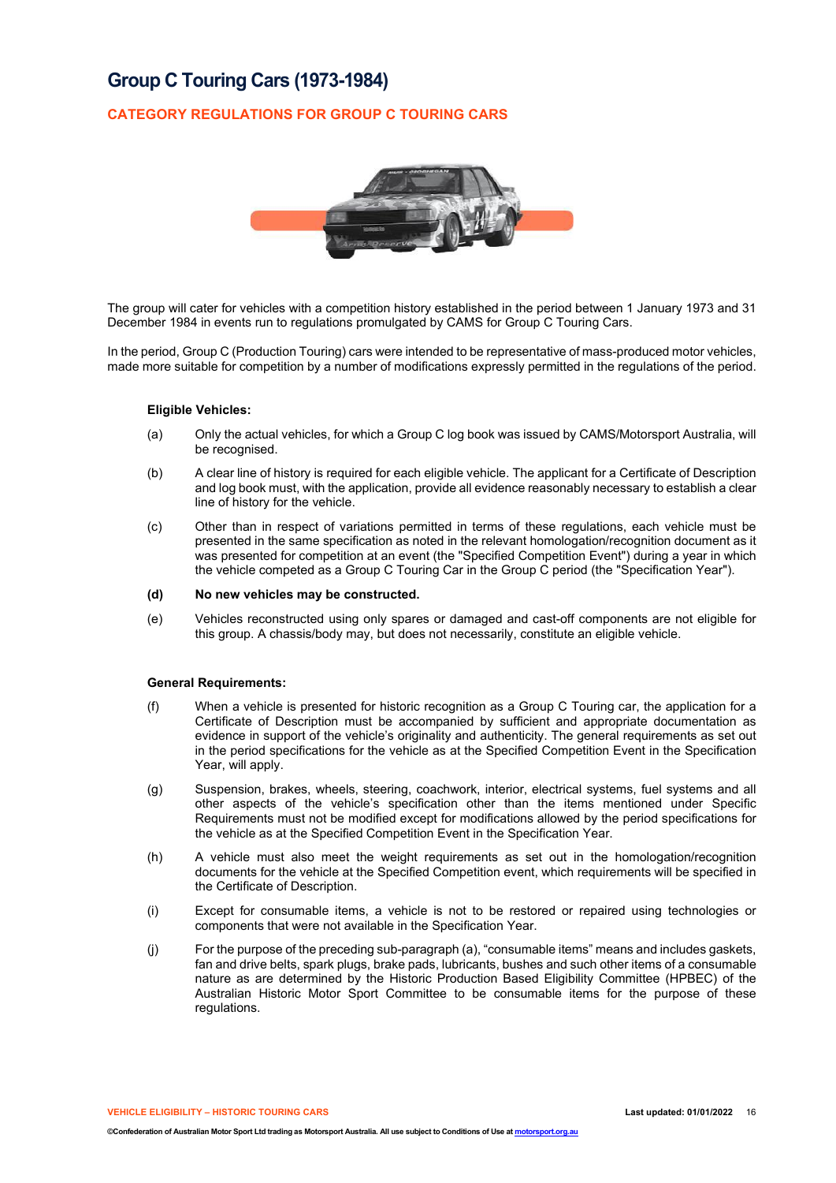# Group C Touring Cars (1973-1984)

## CATEGORY REGULATIONS FOR GROUP C TOURING CARS

The group will cater for vehicles with a competition history established in the period between 1 January 1973 and 31 December 1984 in events run to regulations promulgated by CAMS for Group C Touring Cars.

In the period, Group C (Production Touring) cars were intended to be representative of mass-produced motor vehicles, made more suitable for competition by a number of modifications expressly permitted in the regulations of the period.

**Eligible Vehicles:**

(a) Only the actual vehicles, for which a Group C log book was issued by CAMS/Motorsport Australia, will be recognised.

(b) A clear line of history is required for each eligible vehicle. The applicant for a Certificate of Description and log book must, with the application, provide all evidence reasonably necessary to establish a clear line of history for the vehicle.

(c) Other than in respect of variations permitted in terms of these regulations, each vehicle must be presented in the same specification as noted in the relevant homologation/recognition document as it was presented for competition at an event (the "Specified Competition Event") during a year in which the vehicle competed as a Group C Touring Car in the Group C period (the "Specification Year").

**(d) No new vehicles may be constructed.**

(e) Vehicles reconstructed using only spares or damaged and cast-off components are not eligible for this group. A chassis/body may, but does not necessarily, constitute an eligible vehicle.

**General Requirements:**

(f) When a vehicle is presented for historic recognition as a Group C Touring car, the application for a Certificate of Description must be accompanied by sufficient and appropriate documentation as evidence in support of the vehicle's originality and authenticity. The general requirements as set out in the period specifications for the vehicle as at the Specified Competition Event in the Specification Year, will apply.

(g) Suspension, brakes, wheels, steering, coachwork, interior, electrical systems, fuel systems and all other aspects of the vehicle's specification other than the items mentioned under Specific Requirements must not be modified except for modifications allowed by the period specifications for the vehicle as at the Specified Competition Event in the Specification Year.

(h) A vehicle must also meet the weight requirements as set out in the homologation/recognition documents for the vehicle at the Specified Competition event, which requirements will be specified in the Certificate of Description.

(i) Except for consumable items, a vehicle is not to be restored or repaired using technologies or components that were not available in the Specification Year.

(j) For the purpose of the preceding sub-paragraph (a), "consumable items" means and includes gaskets, fan and drive belts, spark plugs, brake pads, lubricants, bushes and such other items of a consumable nature as are determined by the Historic Production Based Eligibility Committee (HPBEC) of the Australian Historic Motor Sport Committee to be consumable items for the purpose of these regulations.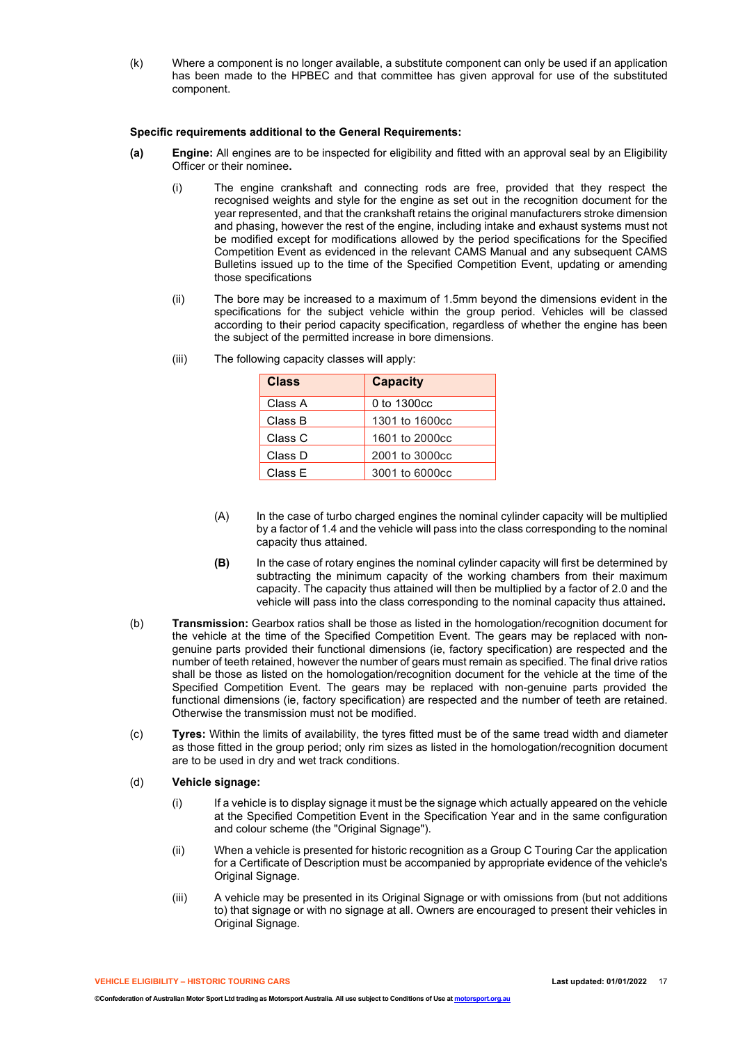(k) Where a component is no longer available, a substitute component can only be used if an application has been made to the HPBEC and that committee has given approval for use of the substituted component.

**Specific requirements additional to the General Requirements:**

**(a)** **Engine:** All engines are to be inspected for eligibility and fitted with an approval seal by an Eligibility Officer or their nominee**.**

(i) The engine crankshaft and connecting rods are free, provided that they respect the recognised weights and style for the engine as set out in the recognition document for the year represented, and that the crankshaft retains the original manufacturers stroke dimension and phasing, however the rest of the engine, including intake and exhaust systems must not be modified except for modifications allowed by the period specifications for the Specified Competition Event as evidenced in the relevant CAMS Manual and any subsequent CAMS Bulletins issued up to the time of the Specified Competition Event, updating or amending those specifications

(ii) The bore may be increased to a maximum of 1.5mm beyond the dimensions evident in the specifications for the subject vehicle within the group period. Vehicles will be classed according to their period capacity specification, regardless of whether the engine has been the subject of the permitted increase in bore dimensions.

(iii) The following capacity classes will apply:

| Class | Capacity |
|---|---|
| Class A | 0 to 1300cc |
| Class B | 1301 to 1600cc |
| Class C | 1601 to 2000cc |
| Class D | 2001 to 3000cc |
| Class E | 3001 to 6000cc |

(A) In the case of turbo charged engines the nominal cylinder capacity will be multiplied by a factor of 1.4 and the vehicle will pass into the class corresponding to the nominal capacity thus attained.

**(B)** In the case of rotary engines the nominal cylinder capacity will first be determined by subtracting the minimum capacity of the working chambers from their maximum capacity. The capacity thus attained will then be multiplied by a factor of 2.0 and the vehicle will pass into the class corresponding to the nominal capacity thus attained**.**

(b) **Transmission:** Gearbox ratios shall be those as listed in the homologation/recognition document for the vehicle at the time of the Specified Competition Event. The gears may be replaced with non-genuine parts provided their functional dimensions (ie, factory specification) are respected and the number of teeth retained, however the number of gears must remain as specified. The final drive ratios shall be those as listed on the homologation/recognition document for the vehicle at the time of the Specified Competition Event. The gears may be replaced with non-genuine parts provided the functional dimensions (ie, factory specification) are respected and the number of teeth are retained. Otherwise the transmission must not be modified.

(c) **Tyres:** Within the limits of availability, the tyres fitted must be of the same tread width and diameter as those fitted in the group period; only rim sizes as listed in the homologation/recognition document are to be used in dry and wet track conditions.

(d) **Vehicle signage:**

(i) If a vehicle is to display signage it must be the signage which actually appeared on the vehicle at the Specified Competition Event in the Specification Year and in the same configuration and colour scheme (the "Original Signage").

(ii) When a vehicle is presented for historic recognition as a Group C Touring Car the application for a Certificate of Description must be accompanied by appropriate evidence of the vehicle's Original Signage.

(iii) A vehicle may be presented in its Original Signage or with omissions from (but not additions to) that signage or with no signage at all. Owners are encouraged to present their vehicles in Original Signage.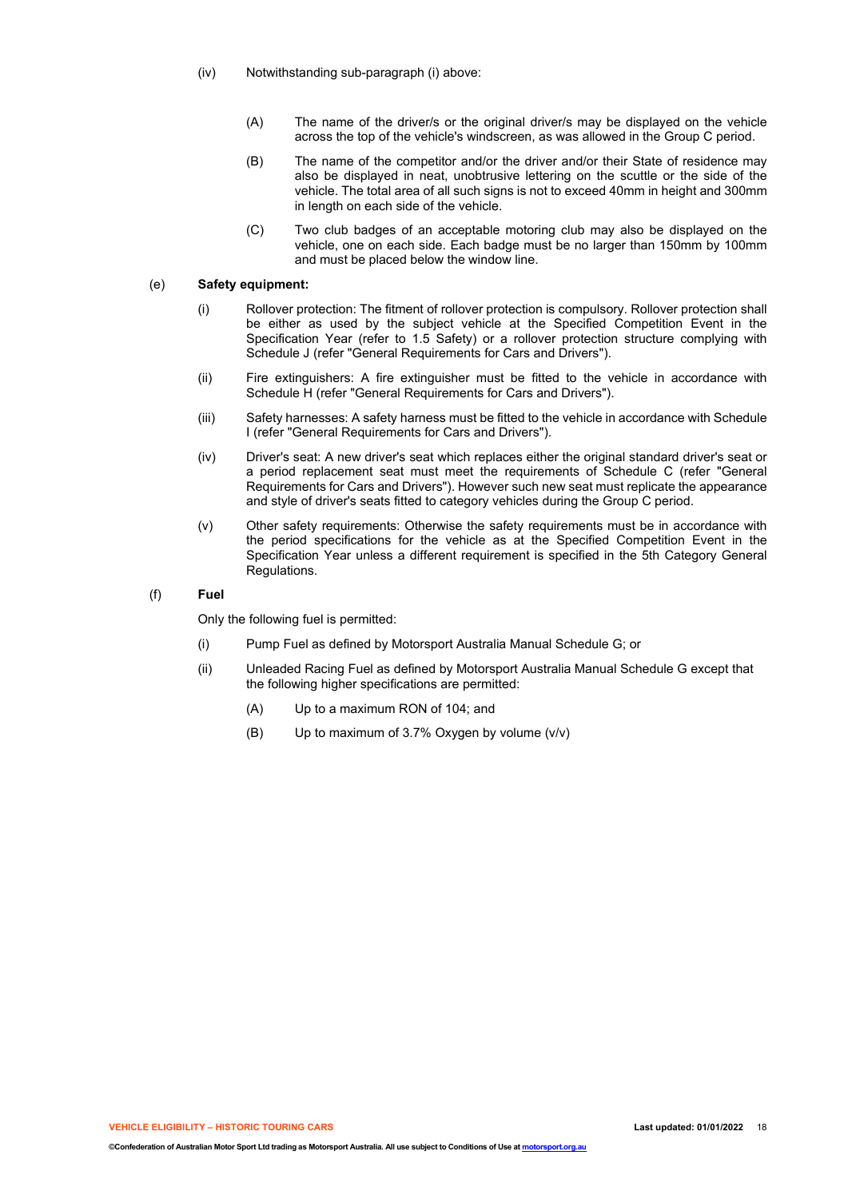(iv) Notwithstanding sub-paragraph (i) above:

(A) The name of the driver/s or the original driver/s may be displayed on the vehicle across the top of the vehicle's windscreen, as was allowed in the Group C period.

(B) The name of the competitor and/or the driver and/or their State of residence may also be displayed in neat, unobtrusive lettering on the scuttle or the side of the vehicle. The total area of all such signs is not to exceed 40mm in height and 300mm in length on each side of the vehicle.

(C) Two club badges of an acceptable motoring club may also be displayed on the vehicle, one on each side. Each badge must be no larger than 150mm by 100mm and must be placed below the window line.

(e) **Safety equipment:**

(i) Rollover protection: The fitment of rollover protection is compulsory. Rollover protection shall be either as used by the subject vehicle at the Specified Competition Event in the Specification Year (refer to 1.5 Safety) or a rollover protection structure complying with Schedule J (refer "General Requirements for Cars and Drivers").

(ii) Fire extinguishers: A fire extinguisher must be fitted to the vehicle in accordance with Schedule H (refer "General Requirements for Cars and Drivers").

(iii) Safety harnesses: A safety harness must be fitted to the vehicle in accordance with Schedule I (refer "General Requirements for Cars and Drivers").

(iv) Driver's seat: A new driver's seat which replaces either the original standard driver's seat or a period replacement seat must meet the requirements of Schedule C (refer "General Requirements for Cars and Drivers"). However such new seat must replicate the appearance and style of driver's seats fitted to category vehicles during the Group C period.

(v) Other safety requirements: Otherwise the safety requirements must be in accordance with the period specifications for the vehicle as at the Specified Competition Event in the Specification Year unless a different requirement is specified in the 5th Category General Regulations.

(f) **Fuel**

Only the following fuel is permitted:

(i) Pump Fuel as defined by Motorsport Australia Manual Schedule G; or

(ii) Unleaded Racing Fuel as defined by Motorsport Australia Manual Schedule G except that the following higher specifications are permitted:

(A) Up to a maximum RON of 104; and

(B) Up to maximum of 3.7% Oxygen by volume (v/v)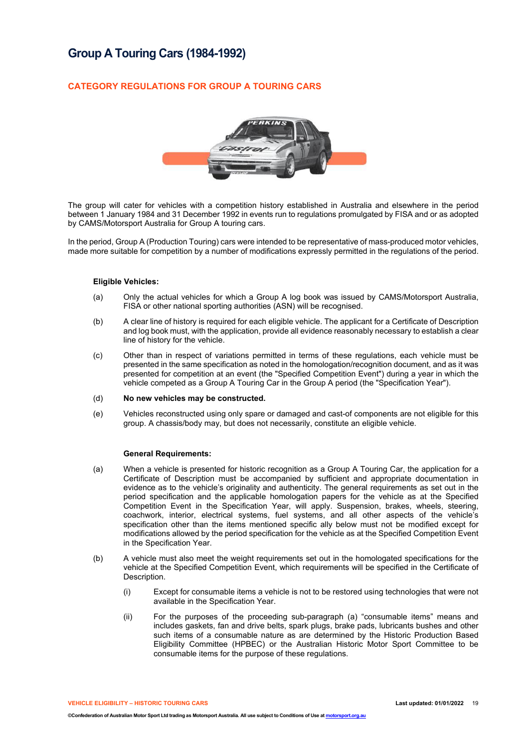# Group A Touring Cars (1984-1992)

## CATEGORY REGULATIONS FOR GROUP A TOURING CARS

The group will cater for vehicles with a competition history established in Australia and elsewhere in the period between 1 January 1984 and 31 December 1992 in events run to regulations promulgated by FISA and or as adopted by CAMS/Motorsport Australia for Group A touring cars.

In the period, Group A (Production Touring) cars were intended to be representative of mass-produced motor vehicles, made more suitable for competition by a number of modifications expressly permitted in the regulations of the period.

**Eligible Vehicles:**

(a) Only the actual vehicles for which a Group A log book was issued by CAMS/Motorsport Australia, FISA or other national sporting authorities (ASN) will be recognised.

(b) A clear line of history is required for each eligible vehicle. The applicant for a Certificate of Description and log book must, with the application, provide all evidence reasonably necessary to establish a clear line of history for the vehicle.

(c) Other than in respect of variations permitted in terms of these regulations, each vehicle must be presented in the same specification as noted in the homologation/recognition document, and as it was presented for competition at an event (the "Specified Competition Event") during a year in which the vehicle competed as a Group A Touring Car in the Group A period (the "Specification Year").

(d) **No new vehicles may be constructed.**

(e) Vehicles reconstructed using only spare or damaged and cast-of components are not eligible for this group. A chassis/body may, but does not necessarily, constitute an eligible vehicle.

**General Requirements:**

(a) When a vehicle is presented for historic recognition as a Group A Touring Car, the application for a Certificate of Description must be accompanied by sufficient and appropriate documentation in evidence as to the vehicle's originality and authenticity. The general requirements as set out in the period specification and the applicable homologation papers for the vehicle as at the Specified Competition Event in the Specification Year, will apply. Suspension, brakes, wheels, steering, coachwork, interior, electrical systems, fuel systems, and all other aspects of the vehicle's specification other than the items mentioned specific ally below must not be modified except for modifications allowed by the period specification for the vehicle as at the Specified Competition Event in the Specification Year.

(b) A vehicle must also meet the weight requirements set out in the homologated specifications for the vehicle at the Specified Competition Event, which requirements will be specified in the Certificate of Description.

(i) Except for consumable items a vehicle is not to be restored using technologies that were not available in the Specification Year.

(ii) For the purposes of the proceeding sub-paragraph (a) "consumable items" means and includes gaskets, fan and drive belts, spark plugs, brake pads, lubricants bushes and other such items of a consumable nature as are determined by the Historic Production Based Eligibility Committee (HPBEC) or the Australian Historic Motor Sport Committee to be consumable items for the purpose of these regulations.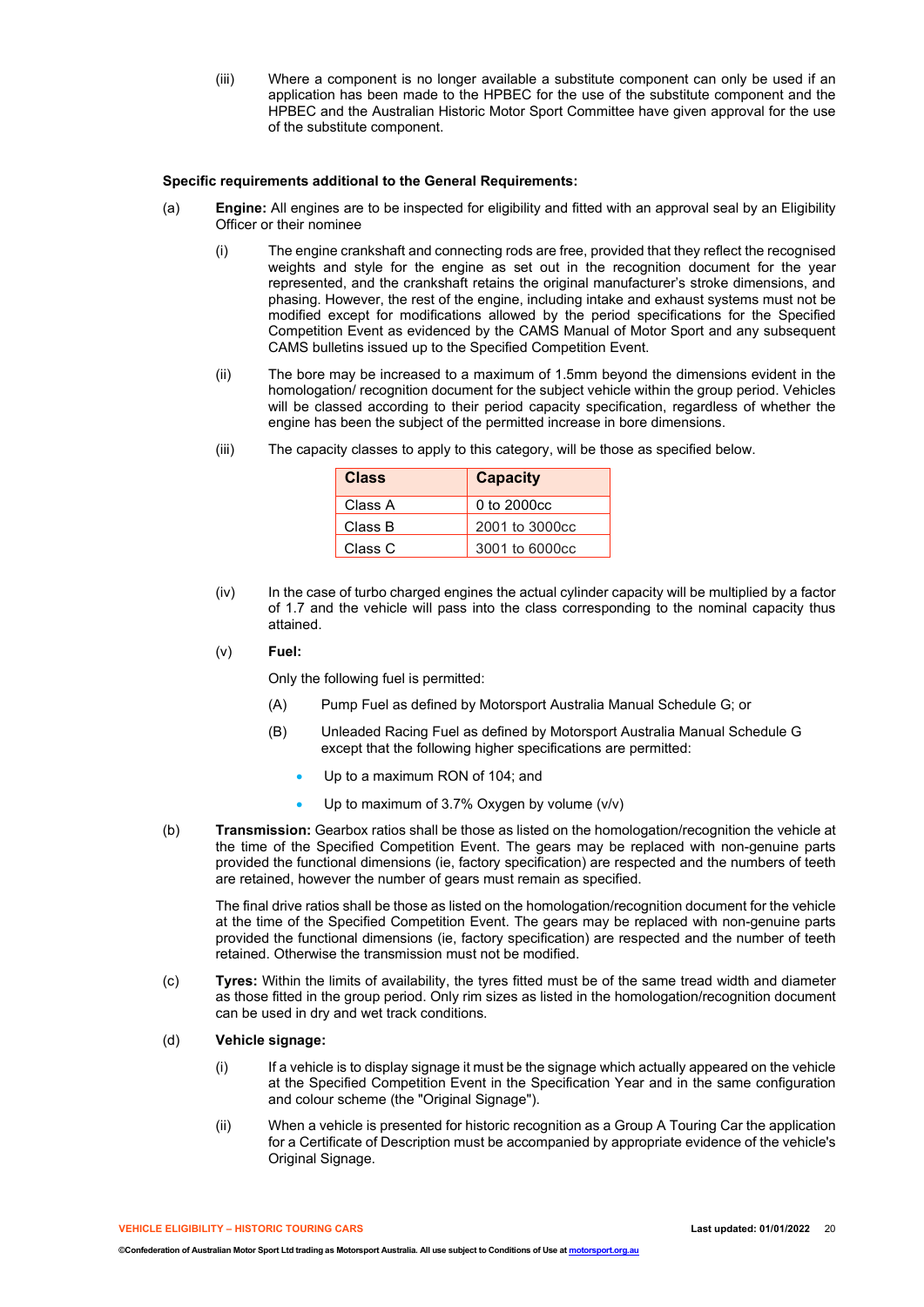(iii) Where a component is no longer available a substitute component can only be used if an application has been made to the HPBEC for the use of the substitute component and the HPBEC and the Australian Historic Motor Sport Committee have given approval for the use of the substitute component.

**Specific requirements additional to the General Requirements:**

(a) **Engine:** All engines are to be inspected for eligibility and fitted with an approval seal by an Eligibility Officer or their nominee

(i) The engine crankshaft and connecting rods are free, provided that they reflect the recognised weights and style for the engine as set out in the recognition document for the year represented, and the crankshaft retains the original manufacturer's stroke dimensions, and phasing. However, the rest of the engine, including intake and exhaust systems must not be modified except for modifications allowed by the period specifications for the Specified Competition Event as evidenced by the CAMS Manual of Motor Sport and any subsequent CAMS bulletins issued up to the Specified Competition Event.

(ii) The bore may be increased to a maximum of 1.5mm beyond the dimensions evident in the homologation/ recognition document for the subject vehicle within the group period. Vehicles will be classed according to their period capacity specification, regardless of whether the engine has been the subject of the permitted increase in bore dimensions.

(iii) The capacity classes to apply to this category, will be those as specified below.

| Class | Capacity |
|---|---|
| Class A | 0 to 2000cc |
| Class B | 2001 to 3000cc |
| Class C | 3001 to 6000cc |

(iv) In the case of turbo charged engines the actual cylinder capacity will be multiplied by a factor of 1.7 and the vehicle will pass into the class corresponding to the nominal capacity thus attained.

(v) **Fuel:**

Only the following fuel is permitted:

(A) Pump Fuel as defined by Motorsport Australia Manual Schedule G; or

(B) Unleaded Racing Fuel as defined by Motorsport Australia Manual Schedule G except that the following higher specifications are permitted:

- Up to a maximum RON of 104; and
- Up to maximum of 3.7% Oxygen by volume (v/v)

(b) **Transmission:** Gearbox ratios shall be those as listed on the homologation/recognition the vehicle at the time of the Specified Competition Event. The gears may be replaced with non-genuine parts provided the functional dimensions (ie, factory specification) are respected and the numbers of teeth are retained, however the number of gears must remain as specified.

The final drive ratios shall be those as listed on the homologation/recognition document for the vehicle at the time of the Specified Competition Event. The gears may be replaced with non-genuine parts provided the functional dimensions (ie, factory specification) are respected and the number of teeth retained. Otherwise the transmission must not be modified.

(c) **Tyres:** Within the limits of availability, the tyres fitted must be of the same tread width and diameter as those fitted in the group period. Only rim sizes as listed in the homologation/recognition document can be used in dry and wet track conditions.

(d) **Vehicle signage:**

(i) If a vehicle is to display signage it must be the signage which actually appeared on the vehicle at the Specified Competition Event in the Specification Year and in the same configuration and colour scheme (the "Original Signage").

(ii) When a vehicle is presented for historic recognition as a Group A Touring Car the application for a Certificate of Description must be accompanied by appropriate evidence of the vehicle's Original Signage.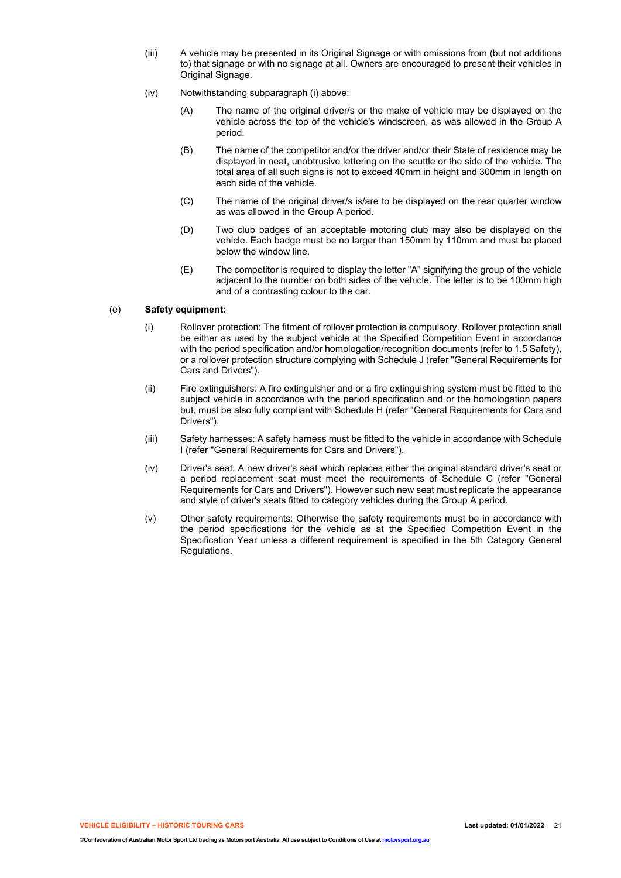(iii) A vehicle may be presented in its Original Signage or with omissions from (but not additions to) that signage or with no signage at all. Owners are encouraged to present their vehicles in Original Signage.

(iv) Notwithstanding subparagraph (i) above:

(A) The name of the original driver/s or the make of vehicle may be displayed on the vehicle across the top of the vehicle's windscreen, as was allowed in the Group A period.

(B) The name of the competitor and/or the driver and/or their State of residence may be displayed in neat, unobtrusive lettering on the scuttle or the side of the vehicle. The total area of all such signs is not to exceed 40mm in height and 300mm in length on each side of the vehicle.

(C) The name of the original driver/s is/are to be displayed on the rear quarter window as was allowed in the Group A period.

(D) Two club badges of an acceptable motoring club may also be displayed on the vehicle. Each badge must be no larger than 150mm by 110mm and must be placed below the window line.

(E) The competitor is required to display the letter "A" signifying the group of the vehicle adjacent to the number on both sides of the vehicle. The letter is to be 100mm high and of a contrasting colour to the car.

(e) **Safety equipment:**

(i) Rollover protection: The fitment of rollover protection is compulsory. Rollover protection shall be either as used by the subject vehicle at the Specified Competition Event in accordance with the period specification and/or homologation/recognition documents (refer to 1.5 Safety), or a rollover protection structure complying with Schedule J (refer "General Requirements for Cars and Drivers").

(ii) Fire extinguishers: A fire extinguisher and or a fire extinguishing system must be fitted to the subject vehicle in accordance with the period specification and or the homologation papers but, must be also fully compliant with Schedule H (refer "General Requirements for Cars and Drivers").

(iii) Safety harnesses: A safety harness must be fitted to the vehicle in accordance with Schedule I (refer "General Requirements for Cars and Drivers").

(iv) Driver's seat: A new driver's seat which replaces either the original standard driver's seat or a period replacement seat must meet the requirements of Schedule C (refer "General Requirements for Cars and Drivers"). However such new seat must replicate the appearance and style of driver's seats fitted to category vehicles during the Group A period.

(v) Other safety requirements: Otherwise the safety requirements must be in accordance with the period specifications for the vehicle as at the Specified Competition Event in the Specification Year unless a different requirement is specified in the 5th Category General Regulations.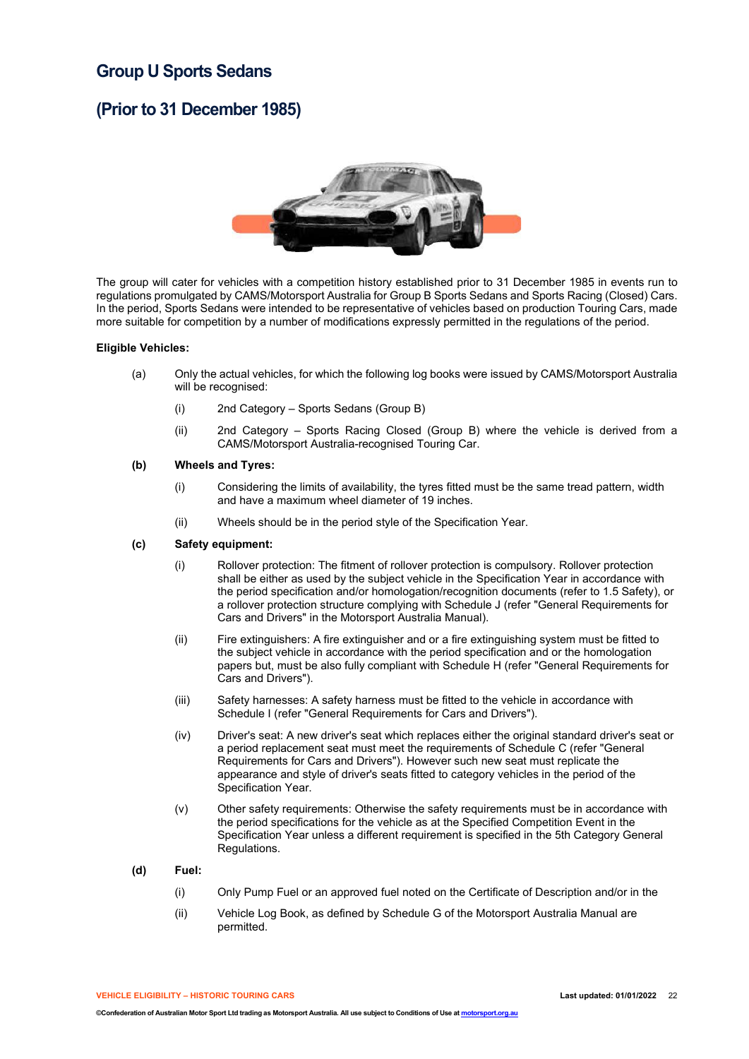# Group U Sports Sedans

# (Prior to 31 December 1985)

The group will cater for vehicles with a competition history established prior to 31 December 1985 in events run to regulations promulgated by CAMS/Motorsport Australia for Group B Sports Sedans and Sports Racing (Closed) Cars. In the period, Sports Sedans were intended to be representative of vehicles based on production Touring Cars, made more suitable for competition by a number of modifications expressly permitted in the regulations of the period.

**Eligible Vehicles:**

(a) Only the actual vehicles, for which the following log books were issued by CAMS/Motorsport Australia will be recognised:

- (i) 2nd Category – Sports Sedans (Group B)
- (ii) 2nd Category – Sports Racing Closed (Group B) where the vehicle is derived from a CAMS/Motorsport Australia-recognised Touring Car.

**(b) Wheels and Tyres:**

- (i) Considering the limits of availability, the tyres fitted must be the same tread pattern, width and have a maximum wheel diameter of 19 inches.
- (ii) Wheels should be in the period style of the Specification Year.

**(c) Safety equipment:**

- (i) Rollover protection: The fitment of rollover protection is compulsory. Rollover protection shall be either as used by the subject vehicle in the Specification Year in accordance with the period specification and/or homologation/recognition documents (refer to 1.5 Safety), or a rollover protection structure complying with Schedule J (refer "General Requirements for Cars and Drivers" in the Motorsport Australia Manual).
- (ii) Fire extinguishers: A fire extinguisher and or a fire extinguishing system must be fitted to the subject vehicle in accordance with the period specification and or the homologation papers but, must be also fully compliant with Schedule H (refer "General Requirements for Cars and Drivers").
- (iii) Safety harnesses: A safety harness must be fitted to the vehicle in accordance with Schedule I (refer "General Requirements for Cars and Drivers").
- (iv) Driver's seat: A new driver's seat which replaces either the original standard driver's seat or a period replacement seat must meet the requirements of Schedule C (refer "General Requirements for Cars and Drivers"). However such new seat must replicate the appearance and style of driver's seats fitted to category vehicles in the period of the Specification Year.
- (v) Other safety requirements: Otherwise the safety requirements must be in accordance with the period specifications for the vehicle as at the Specified Competition Event in the Specification Year unless a different requirement is specified in the 5th Category General Regulations.

**(d) Fuel:**

- (i) Only Pump Fuel or an approved fuel noted on the Certificate of Description and/or in the
- (ii) Vehicle Log Book, as defined by Schedule G of the Motorsport Australia Manual are permitted.